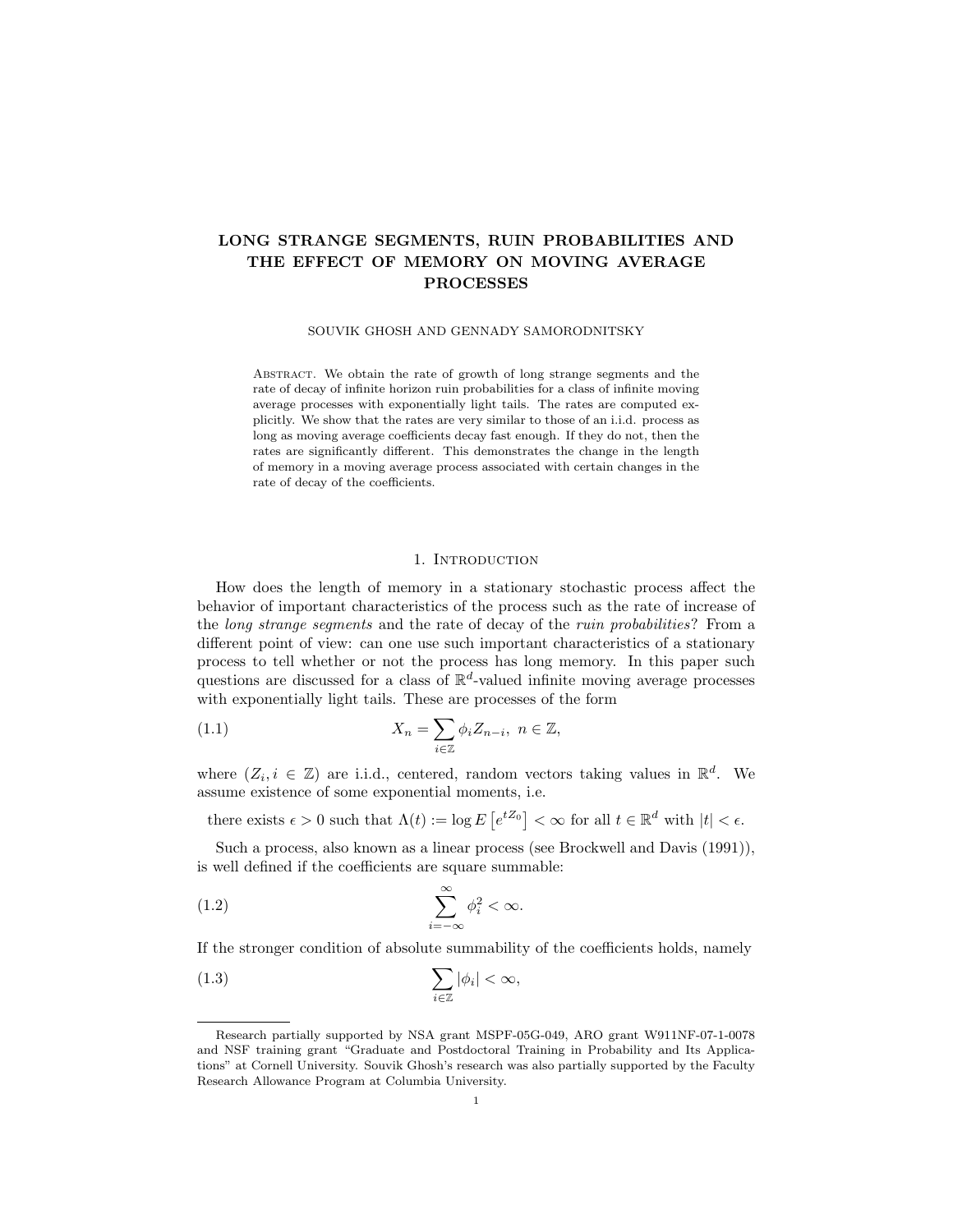# LONG STRANGE SEGMENTS, RUIN PROBABILITIES AND THE EFFECT OF MEMORY ON MOVING AVERAGE PROCESSES

SOUVIK GHOSH AND GENNADY SAMORODNITSKY

Abstract. We obtain the rate of growth of long strange segments and the rate of decay of infinite horizon ruin probabilities for a class of infinite moving average processes with exponentially light tails. The rates are computed explicitly. We show that the rates are very similar to those of an i.i.d. process as long as moving average coefficients decay fast enough. If they do not, then the rates are significantly different. This demonstrates the change in the length of memory in a moving average process associated with certain changes in the rate of decay of the coefficients.

## 1. Introduction

How does the length of memory in a stationary stochastic process affect the behavior of important characteristics of the process such as the rate of increase of the *long strange segments* and the rate of decay of the *ruin probabilities*? From a different point of view: can one use such important characteristics of a stationary process to tell whether or not the process has long memory. In this paper such questions are discussed for a class of $\mathbb{R}^d$-valued infinite moving average processes with exponentially light tails. These are processes of the form

$$X_n = \sum_{i \in \mathbb{Z}} \phi_i Z_{n-i}, \ n \in \mathbb{Z}, \tag{1.1}$$

where $(Z_i, i \in \mathbb{Z})$ are i.i.d., centered, random vectors taking values in $\mathbb{R}^d$. We assume existence of some exponential moments, i.e.

there exists $\epsilon > 0$ such that $\Lambda(t) := \log E\left[e^{tZ_0}\right] < \infty$ for all $t \in \mathbb{R}^d$ with $|t| < \epsilon$.

Such a process, also known as a linear process (see Brockwell and Davis (1991)), is well defined if the coefficients are square summable:

$$\sum_{i=-\infty}^{\infty} \phi_i^2 < \infty. \tag{1.2}$$

If the stronger condition of absolute summability of the coefficients holds, namely

$$\sum_{i \in \mathbb{Z}} |\phi_i| < \infty, \tag{1.3}$$

---

Research partially supported by NSA grant MSPF-05G-049, ARO grant W911NF-07-1-0078 and NSF training grant "Graduate and Postdoctoral Training in Probability and Its Applications" at Cornell University. Souvik Ghosh's research was also partially supported by the Faculty Research Allowance Program at Columbia University.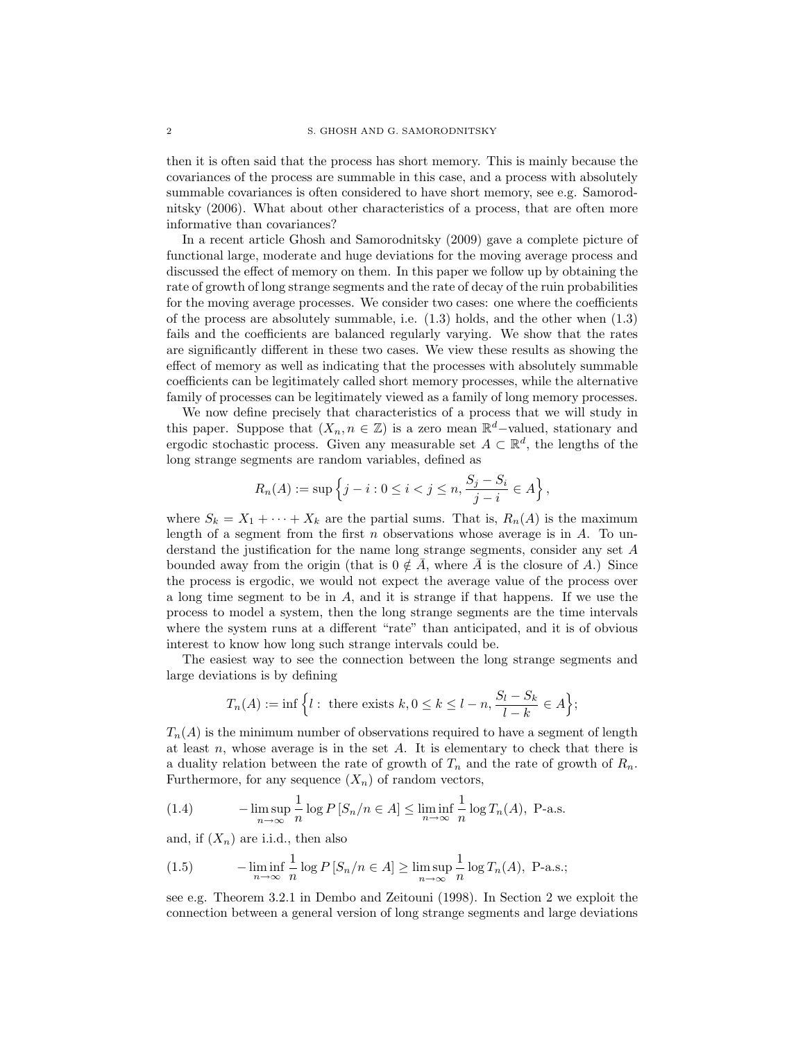then it is often said that the process has short memory. This is mainly because the covariances of the process are summable in this case, and a process with absolutely summable covariances is often considered to have short memory, see e.g. Samorodnitsky (2006). What about other characteristics of a process, that are often more informative than covariances?

In a recent article Ghosh and Samorodnitsky (2009) gave a complete picture of functional large, moderate and huge deviations for the moving average process and discussed the effect of memory on them. In this paper we follow up by obtaining the rate of growth of long strange segments and the rate of decay of the ruin probabilities for the moving average processes. We consider two cases: one where the coefficients of the process are absolutely summable, i.e. (1.3) holds, and the other when (1.3) fails and the coefficients are balanced regularly varying. We show that the rates are significantly different in these two cases. We view these results as showing the effect of memory as well as indicating that the processes with absolutely summable coefficients can be legitimately called short memory processes, while the alternative family of processes can be legitimately viewed as a family of long memory processes.

We now define precisely that characteristics of a process that we will study in this paper. Suppose that $(X_n, n \in \mathbb{Z})$ is a zero mean $\mathbb{R}^d$−valued, stationary and ergodic stochastic process. Given any measurable set $A \subset \mathbb{R}^d$, the lengths of the long strange segments are random variables, defined as

$$R_n(A) := \sup\left\{ j - i : 0 \le i < j \le n, \frac{S_j - S_i}{j - i} \in A \right\},$$

where $S_k = X_1 + \cdots + X_k$ are the partial sums. That is, $R_n(A)$ is the maximum length of a segment from the first $n$ observations whose average is in $A$. To understand the justification for the name long strange segments, consider any set $A$ bounded away from the origin (that is $0 \notin \bar{A}$, where $\bar{A}$ is the closure of $A$.) Since the process is ergodic, we would not expect the average value of the process over a long time segment to be in $A$, and it is strange if that happens. If we use the process to model a system, then the long strange segments are the time intervals where the system runs at a different "rate" than anticipated, and it is of obvious interest to know how long such strange intervals could be.

The easiest way to see the connection between the long strange segments and large deviations is by defining

$$T_n(A) := \inf\Big\{ l : \text{ there exists } k, 0 \le k \le l - n, \frac{S_l - S_k}{l - k} \in A \Big\};$$

$T_n(A)$ is the minimum number of observations required to have a segment of length at least $n$, whose average is in the set $A$. It is elementary to check that there is a duality relation between the rate of growth of $T_n$ and the rate of growth of $R_n$. Furthermore, for any sequence $(X_n)$ of random vectors,

$$-\limsup_{n\to\infty} \frac{1}{n} \log P\left[S_n/n \in A\right] \le \liminf_{n\to\infty} \frac{1}{n} \log T_n(A), \text{ P-a.s.} \tag{1.4}$$

and, if $(X_n)$ are i.i.d., then also

$$-\liminf_{n\to\infty} \frac{1}{n} \log P\left[S_n/n \in A\right] \ge \limsup_{n\to\infty} \frac{1}{n} \log T_n(A), \text{ P-a.s.}; \tag{1.5}$$

see e.g. Theorem 3.2.1 in Dembo and Zeitouni (1998). In Section 2 we exploit the connection between a general version of long strange segments and large deviations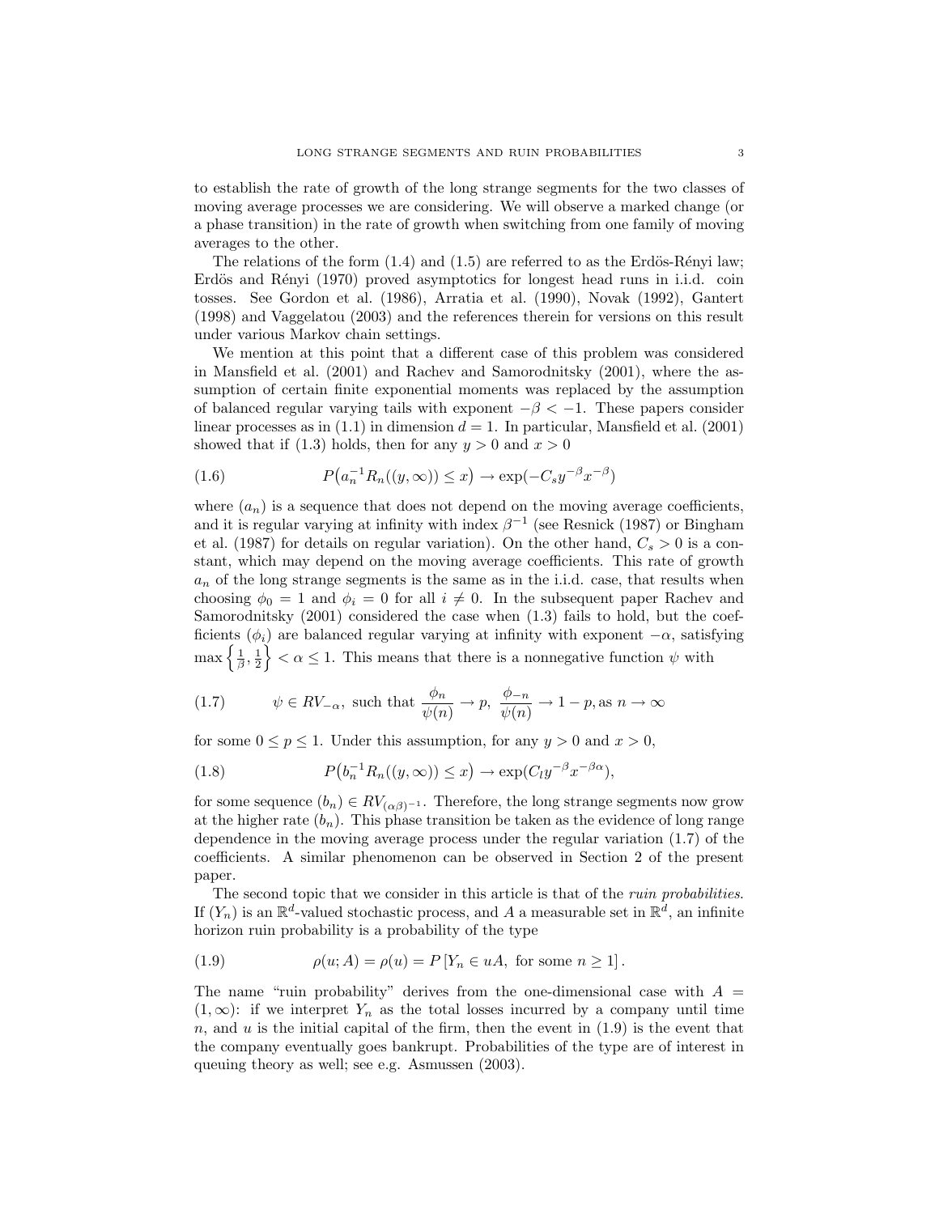to establish the rate of growth of the long strange segments for the two classes of moving average processes we are considering. We will observe a marked change (or a phase transition) in the rate of growth when switching from one family of moving averages to the other.

The relations of the form (1.4) and (1.5) are referred to as the Erdös-Rényi law; Erdös and Rényi (1970) proved asymptotics for longest head runs in i.i.d. coin tosses. See Gordon et al. (1986), Arratia et al. (1990), Novak (1992), Gantert (1998) and Vaggelatou (2003) and the references therein for versions on this result under various Markov chain settings.

We mention at this point that a different case of this problem was considered in Mansfield et al. (2001) and Rachev and Samorodnitsky (2001), where the assumption of certain finite exponential moments was replaced by the assumption of balanced regular varying tails with exponent $-\beta < -1$. These papers consider linear processes as in (1.1) in dimension $d = 1$. In particular, Mansfield et al. (2001) showed that if (1.3) holds, then for any $y > 0$ and $x > 0$

$$P\big(a_n^{-1} R_n((y,\infty)) \le x\big) \to \exp(-C_s y^{-\beta} x^{-\beta}) \tag{1.6}$$

where $(a_n)$ is a sequence that does not depend on the moving average coefficients, and it is regular varying at infinity with index $\beta^{-1}$ (see Resnick (1987) or Bingham et al. (1987) for details on regular variation). On the other hand, $C_s > 0$ is a constant, which may depend on the moving average coefficients. This rate of growth $a_n$ of the long strange segments is the same as in the i.i.d. case, that results when choosing $\phi_0 = 1$ and $\phi_i = 0$ for all $i \neq 0$. In the subsequent paper Rachev and Samorodnitsky (2001) considered the case when (1.3) fails to hold, but the coefficients $(\phi_i)$ are balanced regular varying at infinity with exponent $-\alpha$, satisfying $\max\left\{\frac{1}{\beta}, \frac{1}{2}\right\} < \alpha \le 1$. This means that there is a nonnegative function $\psi$ with

$$\psi \in RV_{-\alpha}, \text{ such that } \frac{\phi_n}{\psi(n)} \to p, \ \frac{\phi_{-n}}{\psi(n)} \to 1-p, \text{as } n \to \infty \tag{1.7}$$

for some $0 \le p \le 1$. Under this assumption, for any $y > 0$ and $x > 0$,

$$P\big(b_n^{-1} R_n((y,\infty)) \le x\big) \to \exp(C_l y^{-\beta} x^{-\beta\alpha}), \tag{1.8}$$

for some sequence $(b_n) \in RV_{(\alpha\beta)^{-1}}$. Therefore, the long strange segments now grow at the higher rate $(b_n)$. This phase transition be taken as the evidence of long range dependence in the moving average process under the regular variation (1.7) of the coefficients. A similar phenomenon can be observed in Section 2 of the present paper.

The second topic that we consider in this article is that of the *ruin probabilities*. If $(Y_n)$ is an $\mathbb{R}^d$-valued stochastic process, and $A$ a measurable set in $\mathbb{R}^d$, an infinite horizon ruin probability is a probability of the type

$$\rho(u;A) = \rho(u) = P\left[Y_n \in uA, \text{ for some } n \ge 1\right]. \tag{1.9}$$

The name "ruin probability" derives from the one-dimensional case with $A = (1,\infty)$: if we interpret $Y_n$ as the total losses incurred by a company until time $n$, and $u$ is the initial capital of the firm, then the event in (1.9) is the event that the company eventually goes bankrupt. Probabilities of the type are of interest in queuing theory as well; see e.g. Asmussen (2003).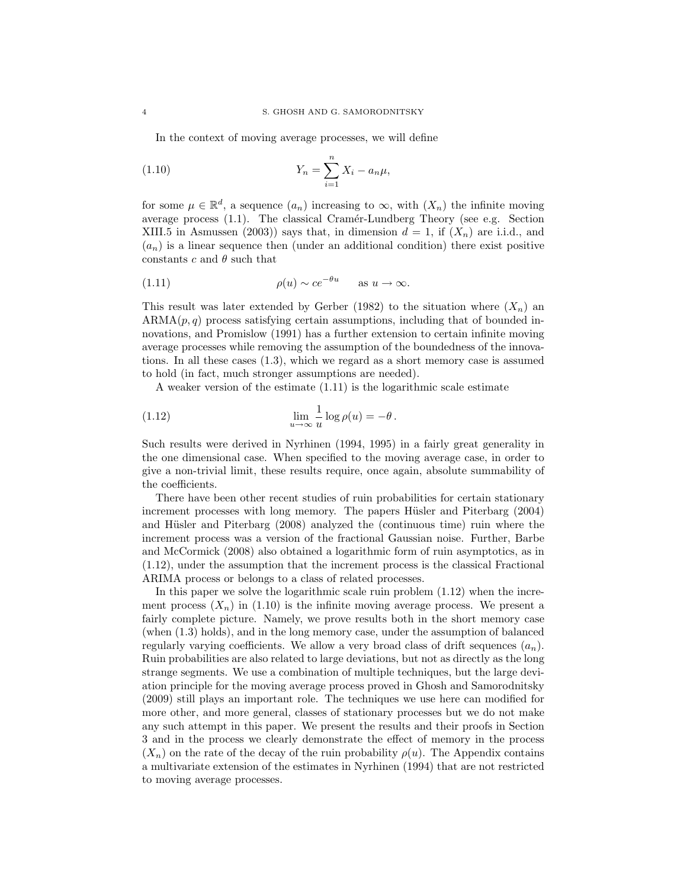In the context of moving average processes, we will define

$$Y_n = \sum_{i=1}^{n} X_i - a_n \mu, \tag{1.10}$$

for some $\mu \in \mathbb{R}^d$, a sequence $(a_n)$ increasing to $\infty$, with $(X_n)$ the infinite moving average process (1.1). The classical Cramér-Lundberg Theory (see e.g. Section XIII.5 in Asmussen (2003)) says that, in dimension $d = 1$, if $(X_n)$ are i.i.d., and $(a_n)$ is a linear sequence then (under an additional condition) there exist positive constants $c$ and $\theta$ such that

$$\rho(u) \sim c e^{-\theta u} \qquad \text{as } u \to \infty. \tag{1.11}$$

This result was later extended by Gerber (1982) to the situation where $(X_n)$ an ARMA$(p, q)$ process satisfying certain assumptions, including that of bounded innovations, and Promislow (1991) has a further extension to certain infinite moving average processes while removing the assumption of the boundedness of the innovations. In all these cases (1.3), which we regard as a short memory case is assumed to hold (in fact, much stronger assumptions are needed).

A weaker version of the estimate (1.11) is the logarithmic scale estimate

$$\lim_{u \to \infty} \frac{1}{u} \log \rho(u) = -\theta\,. \tag{1.12}$$

Such results were derived in Nyrhinen (1994, 1995) in a fairly great generality in the one dimensional case. When specified to the moving average case, in order to give a non-trivial limit, these results require, once again, absolute summability of the coefficients.

There have been other recent studies of ruin probabilities for certain stationary increment processes with long memory. The papers Hüsler and Piterbarg (2004) and Hüsler and Piterbarg (2008) analyzed the (continuous time) ruin where the increment process was a version of the fractional Gaussian noise. Further, Barbe and McCormick (2008) also obtained a logarithmic form of ruin asymptotics, as in (1.12), under the assumption that the increment process is the classical Fractional ARIMA process or belongs to a class of related processes.

In this paper we solve the logarithmic scale ruin problem (1.12) when the increment process $(X_n)$ in (1.10) is the infinite moving average process. We present a fairly complete picture. Namely, we prove results both in the short memory case (when (1.3) holds), and in the long memory case, under the assumption of balanced regularly varying coefficients. We allow a very broad class of drift sequences $(a_n)$. Ruin probabilities are also related to large deviations, but not as directly as the long strange segments. We use a combination of multiple techniques, but the large deviation principle for the moving average process proved in Ghosh and Samorodnitsky (2009) still plays an important role. The techniques we use here can modified for more other, and more general, classes of stationary processes but we do not make any such attempt in this paper. We present the results and their proofs in Section 3 and in the process we clearly demonstrate the effect of memory in the process $(X_n)$ on the rate of the decay of the ruin probability $\rho(u)$. The Appendix contains a multivariate extension of the estimates in Nyrhinen (1994) that are not restricted to moving average processes.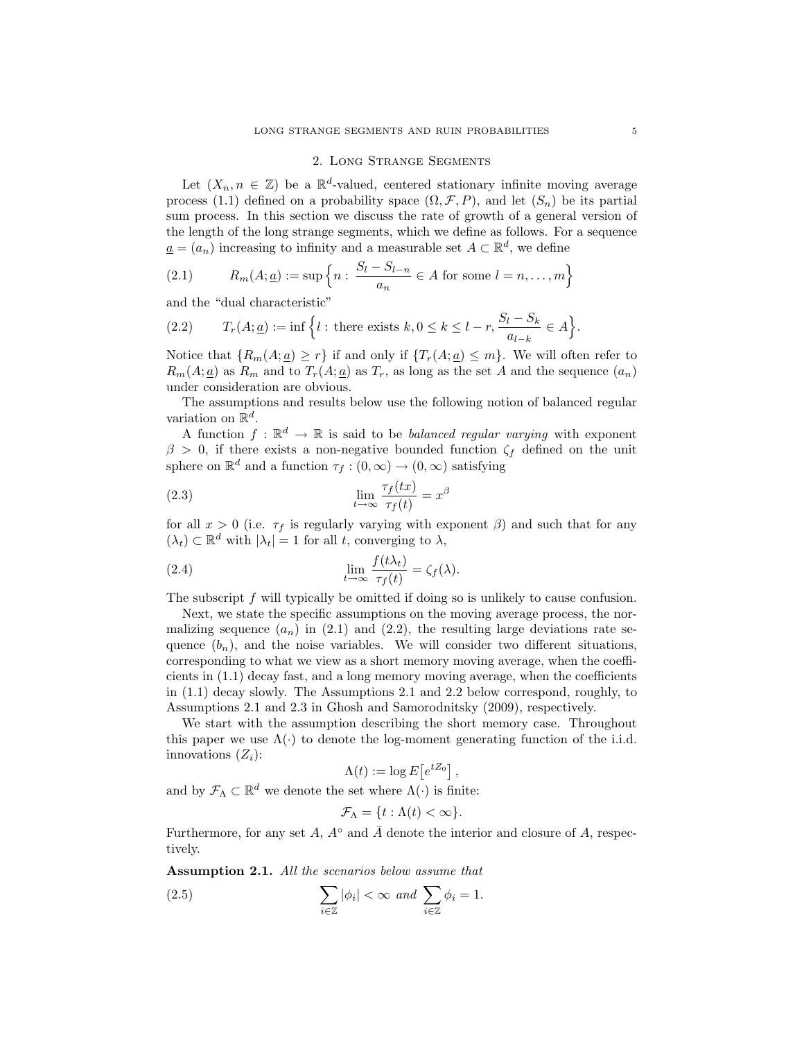## 2. Long Strange Segments

Let $(X_n, n \in \mathbb{Z})$ be a $\mathbb{R}^d$-valued, centered stationary infinite moving average process (1.1) defined on a probability space $(\Omega, \mathcal{F}, P)$, and let $(S_n)$ be its partial sum process. In this section we discuss the rate of growth of a general version of the length of the long strange segments, which we define as follows. For a sequence $\underline{a} = (a_n)$ increasing to infinity and a measurable set $A \subset \mathbb{R}^d$, we define

$$R_m(A; \underline{a}) := \sup\Big\{ n : \frac{S_l - S_{l-n}}{a_n} \in A \text{ for some } l = n, \dots, m \Big\} \tag{2.1}$$

and the "dual characteristic"

$$T_r(A; \underline{a}) := \inf\Big\{ l : \text{there exists } k, 0 \le k \le l - r, \frac{S_l - S_k}{a_{l-k}} \in A \Big\}. \tag{2.2}$$

Notice that $\{R_m(A; \underline{a}) \ge r\}$ if and only if $\{T_r(A; \underline{a}) \le m\}$. We will often refer to $R_m(A; \underline{a})$ as $R_m$ and to $T_r(A; \underline{a})$ as $T_r$, as long as the set $A$ and the sequence $(a_n)$ under consideration are obvious.

The assumptions and results below use the following notion of balanced regular variation on $\mathbb{R}^d$.

A function $f : \mathbb{R}^d \to \mathbb{R}$ is said to be *balanced regular varying* with exponent $\beta > 0$, if there exists a non-negative bounded function $\zeta_f$ defined on the unit sphere on $\mathbb{R}^d$ and a function $\tau_f : (0, \infty) \to (0, \infty)$ satisfying

$$\lim_{t \to \infty} \frac{\tau_f(tx)}{\tau_f(t)} = x^\beta \tag{2.3}$$

for all $x > 0$ (i.e. $\tau_f$ is regularly varying with exponent $\beta$) and such that for any $(\lambda_t) \subset \mathbb{R}^d$ with $|\lambda_t| = 1$ for all $t$, converging to $\lambda$,

$$\lim_{t \to \infty} \frac{f(t\lambda_t)}{\tau_f(t)} = \zeta_f(\lambda). \tag{2.4}$$

The subscript $f$ will typically be omitted if doing so is unlikely to cause confusion.

Next, we state the specific assumptions on the moving average process, the normalizing sequence $(a_n)$ in (2.1) and (2.2), the resulting large deviations rate sequence $(b_n)$, and the noise variables. We will consider two different situations, corresponding to what we view as a short memory moving average, when the coefficients in (1.1) decay fast, and a long memory moving average, when the coefficients in (1.1) decay slowly. The Assumptions 2.1 and 2.2 below correspond, roughly, to Assumptions 2.1 and 2.3 in Ghosh and Samorodnitsky (2009), respectively.

We start with the assumption describing the short memory case. Throughout this paper we use $\Lambda(\cdot)$ to denote the log-moment generating function of the i.i.d. innovations $(Z_i)$:

$$\Lambda(t) := \log E\big[e^{tZ_0}\big],$$

and by $\mathcal{F}_\Lambda \subset \mathbb{R}^d$ we denote the set where $\Lambda(\cdot)$ is finite:

$$\mathcal{F}_\Lambda = \{t : \Lambda(t) < \infty\}.$$

Furthermore, for any set $A$, $A^\circ$ and $\bar{A}$ denote the interior and closure of $A$, respectively.

**Assumption 2.1.** *All the scenarios below assume that*

$$\sum_{i \in \mathbb{Z}} |\phi_i| < \infty \text{ and } \sum_{i \in \mathbb{Z}} \phi_i = 1. \tag{2.5}$$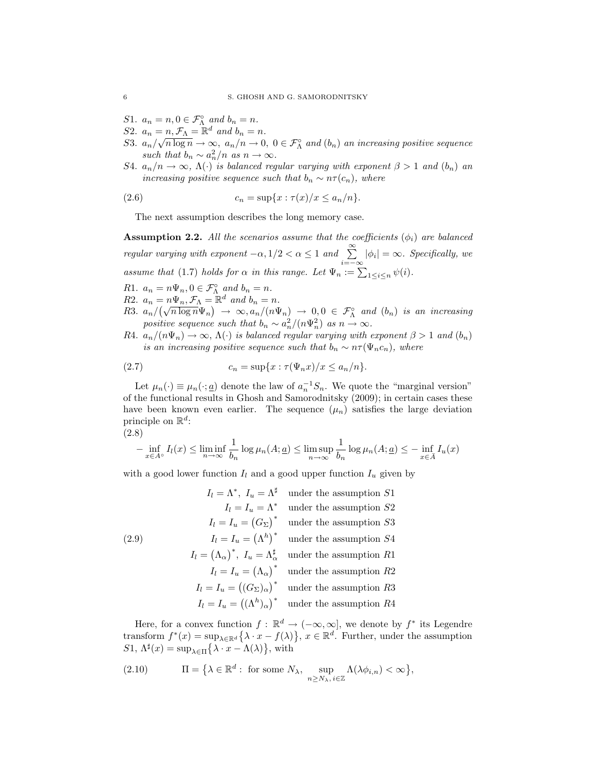*S1.* $a_n = n, 0 \in \mathcal{F}_\Lambda^\circ$ *and* $b_n = n$.

*S2.* $a_n = n, \mathcal{F}_\Lambda = \mathbb{R}^d$ *and* $b_n = n$.

*S3.* $a_n/\sqrt{n \log n} \to \infty,\ a_n/n \to 0,\ 0 \in \mathcal{F}_\Lambda^\circ$ *and* $(b_n)$ *an increasing positive sequence such that* $b_n \sim a_n^2/n$ *as* $n \to \infty$.

*S4.* $a_n/n \to \infty$, $\Lambda(\cdot)$ *is balanced regular varying with exponent* $\beta > 1$ *and* $(b_n)$ *an increasing positive sequence such that* $b_n \sim n\tau(c_n)$, *where*

$$c_n = \sup\{x : \tau(x)/x \le a_n/n\}. \tag{2.6}$$

The next assumption describes the long memory case.

**Assumption 2.2.** *All the scenarios assume that the coefficients* $(\phi_i)$ *are balanced regular varying with exponent* $-\alpha, 1/2 < \alpha \le 1$ *and* $\sum_{i=-\infty}^{\infty} |\phi_i| = \infty$. *Specifically, we assume that* (1.7) *holds for* $\alpha$ *in this range. Let* $\Psi_n := \sum_{1 \le i \le n} \psi(i)$.

*R1.* $a_n = n\Psi_n, 0 \in \mathcal{F}_\Lambda^\circ$ *and* $b_n = n$.

*R2.* $a_n = n\Psi_n, \mathcal{F}_\Lambda = \mathbb{R}^d$ *and* $b_n = n$.

*R3.* $a_n/\big(\sqrt{n \log n}\,\Psi_n\big) \to \infty, a_n/(n\Psi_n) \to 0, 0 \in \mathcal{F}_\Lambda^\circ$ *and* $(b_n)$ *is an increasing positive sequence such that* $b_n \sim a_n^2/(n\Psi_n^2)$ *as* $n \to \infty$.

*R4.* $a_n/(n\Psi_n) \to \infty$, $\Lambda(\cdot)$ *is balanced regular varying with exponent* $\beta > 1$ *and* $(b_n)$ *is an increasing positive sequence such that* $b_n \sim n\tau(\Psi_n c_n)$, *where*

$$c_n = \sup\{x : \tau(\Psi_n x)/x \le a_n/n\}. \tag{2.7}$$

Let $\mu_n(\cdot) \equiv \mu_n(\cdot; \underline{a})$ denote the law of $a_n^{-1}S_n$. We quote the "marginal version" of the functional results in Ghosh and Samorodnitsky (2009); in certain cases these have been known even earlier. The sequence $(\mu_n)$ satisfies the large deviation principle on $\mathbb{R}^d$:

$$-\inf_{x \in A^\circ} I_l(x) \le \liminf_{n\to\infty} \frac{1}{b_n} \log \mu_n(A; \underline{a}) \le \limsup_{n\to\infty} \frac{1}{b_n} \log \mu_n(A; \underline{a}) \le -\inf_{x \in \bar{A}} I_u(x) \tag{2.8}$$

with a good lower function $I_l$ and a good upper function $I_u$ given by

$$\begin{aligned}
I_l = \Lambda^*,\ I_u = \Lambda^\sharp \quad & \text{under the assumption } S1 \\
I_l = I_u = \Lambda^* \quad & \text{under the assumption } S2 \\
I_l = I_u = \big(G_\Sigma\big)^* \quad & \text{under the assumption } S3 \\
I_l = I_u = \big(\Lambda^h\big)^* \quad & \text{under the assumption } S4 \\
I_l = \big(\Lambda_\alpha\big)^*,\ I_u = \Lambda_\alpha^\sharp \quad & \text{under the assumption } R1 \\
I_l = I_u = \big(\Lambda_\alpha\big)^* \quad & \text{under the assumption } R2 \\
I_l = I_u = \big((G_\Sigma)_\alpha\big)^* \quad & \text{under the assumption } R3 \\
I_l = I_u = \big((\Lambda^h)_\alpha\big)^* \quad & \text{under the assumption } R4
\end{aligned} \tag{2.9}$$

Here, for a convex function $f : \mathbb{R}^d \to (-\infty, \infty]$, we denote by $f^*$ its Legendre transform $f^*(x) = \sup_{\lambda \in \mathbb{R}^d}\big\{\lambda \cdot x - f(\lambda)\big\}$, $x \in \mathbb{R}^d$. Further, under the assumption $S1$, $\Lambda^\sharp(x) = \sup_{\lambda \in \Pi}\big\{\lambda \cdot x - \Lambda(\lambda)\big\}$, with

$$\Pi = \big\{\lambda \in \mathbb{R}^d : \text{ for some } N_\lambda, \sup_{n \ge N_\lambda,\, i \in \mathbb{Z}} \Lambda(\lambda\phi_{i,n}) < \infty\big\}, \tag{2.10}$$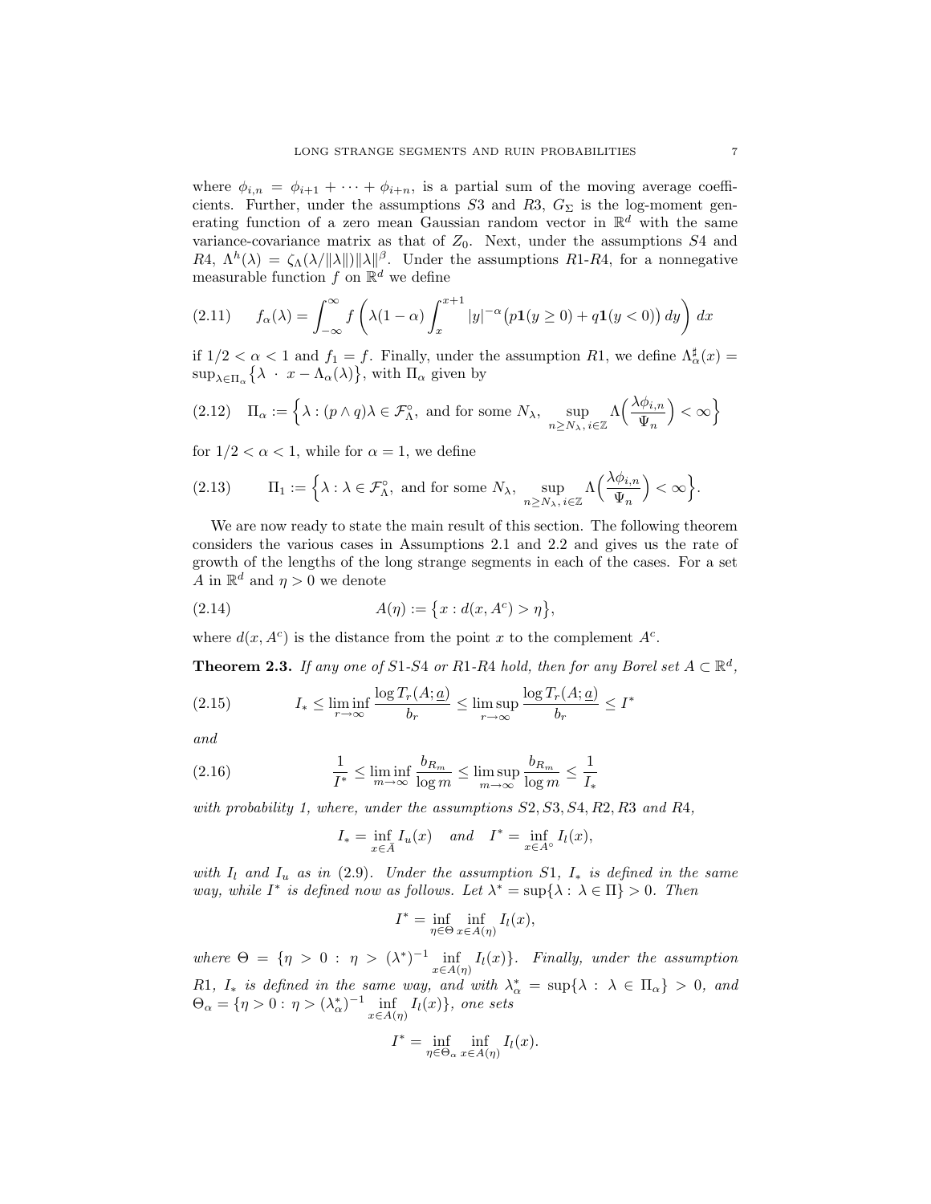where $\phi_{i,n} = \phi_{i+1} + \cdots + \phi_{i+n}$, is a partial sum of the moving average coefficients. Further, under the assumptions $S3$ and $R3$, $G_\Sigma$ is the log-moment generating function of a zero mean Gaussian random vector in $\mathbb{R}^d$ with the same variance-covariance matrix as that of $Z_0$. Next, under the assumptions $S4$ and $R4$, $\Lambda^h(\lambda) = \zeta_\Lambda(\lambda/\|\lambda\|)\|\lambda\|^\beta$. Under the assumptions $R1$-$R4$, for a nonnegative measurable function $f$ on $\mathbb{R}^d$ we define

$$
f_\alpha(\lambda) = \int_{-\infty}^{\infty} f\left(\lambda(1-\alpha)\int_x^{x+1} |y|^{-\alpha}\big(p\mathbf{1}(y \geq 0) + q\mathbf{1}(y<0)\big)\,dy\right)dx \tag{2.11}
$$

if $1/2 < \alpha < 1$ and $f_1 = f$. Finally, under the assumption $R1$, we define $\Lambda^\sharp_\alpha(x) = \sup_{\lambda \in \Pi_\alpha}\big\{\lambda \cdot x - \Lambda_\alpha(\lambda)\big\}$, with $\Pi_\alpha$ given by

$$
\Pi_\alpha := \Big\{\lambda : (p \wedge q)\lambda \in \mathcal{F}^\circ_\Lambda, \text{ and for some } N_\lambda, \sup_{n \geq N_\lambda,\, i \in \mathbb{Z}} \Lambda\Big(\frac{\lambda\phi_{i,n}}{\Psi_n}\Big) < \infty\Big\} \tag{2.12}
$$

for $1/2 < \alpha < 1$, while for $\alpha = 1$, we define

$$
\Pi_1 := \Big\{\lambda : \lambda \in \mathcal{F}^\circ_\Lambda, \text{ and for some } N_\lambda, \sup_{n \geq N_\lambda,\, i \in \mathbb{Z}} \Lambda\Big(\frac{\lambda\phi_{i,n}}{\Psi_n}\Big) < \infty\Big\}. \tag{2.13}
$$

We are now ready to state the main result of this section. The following theorem considers the various cases in Assumptions 2.1 and 2.2 and gives us the rate of growth of the lengths of the long strange segments in each of the cases. For a set $A$ in $\mathbb{R}^d$ and $\eta > 0$ we denote

$$
A(\eta) := \big\{x : d(x, A^c) > \eta\big\}, \tag{2.14}
$$

where $d(x, A^c)$ is the distance from the point $x$ to the complement $A^c$.

**Theorem 2.3.** *If any one of $S1$-$S4$ or $R1$-$R4$ hold, then for any Borel set $A \subset \mathbb{R}^d$,*

$$
I_* \leq \liminf_{r\to\infty} \frac{\log T_r(A;\underline{a})}{b_r} \leq \limsup_{r\to\infty} \frac{\log T_r(A;\underline{a})}{b_r} \leq I^* \tag{2.15}
$$

*and*

$$
\frac{1}{I^*} \leq \liminf_{m\to\infty} \frac{b_{R_m}}{\log m} \leq \limsup_{m\to\infty} \frac{b_{R_m}}{\log m} \leq \frac{1}{I_*} \tag{2.16}
$$

*with probability 1, where, under the assumptions $S2, S3, S4, R2, R3$ and $R4$,*

$$
I_* = \inf_{x \in \bar{A}} I_u(x) \quad \text{and} \quad I^* = \inf_{x\in A^\circ} I_l(x),
$$

*with $I_l$ and $I_u$ as in (2.9). Under the assumption $S1$, $I_*$ is defined in the same way, while $I^*$ is defined now as follows. Let $\lambda^* = \sup\{\lambda : \lambda \in \Pi\} > 0$. Then*

$$
I^* = \inf_{\eta\in\Theta} \inf_{x \in A(\eta)} I_l(x),
$$

*where $\Theta = \{\eta > 0 : \eta > (\lambda^*)^{-1} \inf_{x\in A(\eta)} I_l(x)\}$. Finally, under the assumption $R1$, $I_*$ is defined in the same way, and with $\lambda^*_\alpha = \sup\{\lambda : \lambda \in \Pi_\alpha\} > 0$, and $\Theta_\alpha = \{\eta > 0 : \eta > (\lambda^*_\alpha)^{-1} \inf_{x\in A(\eta)} I_l(x)\}$, one sets*

$$
I^* = \inf_{\eta\in\Theta_\alpha} \inf_{x\in A(\eta)} I_l(x).
$$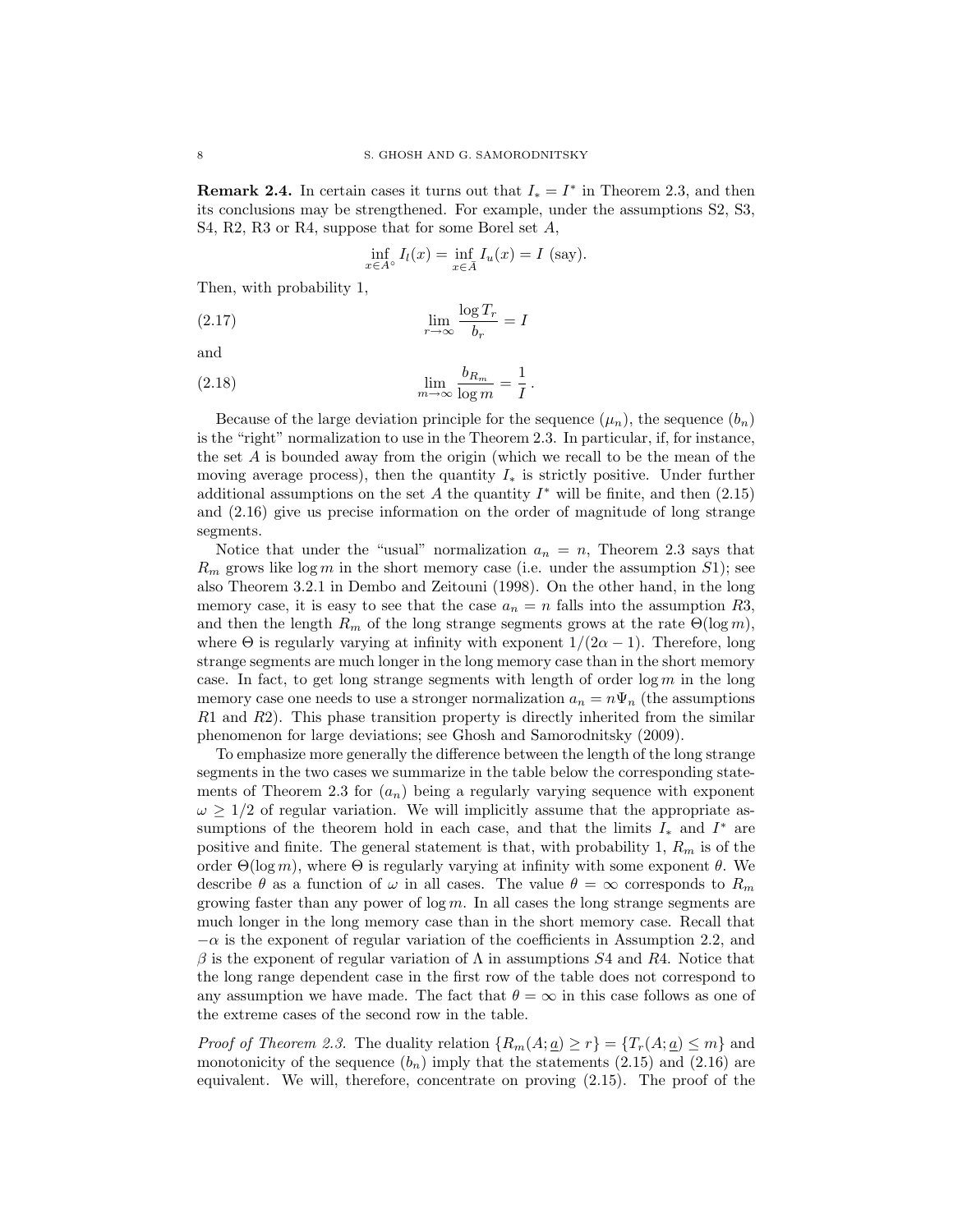**Remark 2.4.** In certain cases it turns out that $I_* = I^*$ in Theorem 2.3, and then its conclusions may be strengthened. For example, under the assumptions S2, S3, S4, R2, R3 or R4, suppose that for some Borel set $A$,

$$\inf_{x \in A^\circ} I_l(x) = \inf_{x \in \bar{A}} I_u(x) = I \text{ (say)}.$$

Then, with probability 1,

$$\lim_{r \to \infty} \frac{\log T_r}{b_r} = I \tag{2.17}$$

and

$$\lim_{m \to \infty} \frac{b_{R_m}}{\log m} = \frac{1}{I}\,. \tag{2.18}$$

Because of the large deviation principle for the sequence $(\mu_n)$, the sequence $(b_n)$ is the "right" normalization to use in the Theorem 2.3. In particular, if, for instance, the set $A$ is bounded away from the origin (which we recall to be the mean of the moving average process), then the quantity $I_*$ is strictly positive. Under further additional assumptions on the set $A$ the quantity $I^*$ will be finite, and then (2.15) and (2.16) give us precise information on the order of magnitude of long strange segments.

Notice that under the "usual" normalization $a_n = n$, Theorem 2.3 says that $R_m$ grows like $\log m$ in the short memory case (i.e. under the assumption $S1$); see also Theorem 3.2.1 in Dembo and Zeitouni (1998). On the other hand, in the long memory case, it is easy to see that the case $a_n = n$ falls into the assumption $R3$, and then the length $R_m$ of the long strange segments grows at the rate $\Theta(\log m)$, where $\Theta$ is regularly varying at infinity with exponent $1/(2\alpha - 1)$. Therefore, long strange segments are much longer in the long memory case than in the short memory case. In fact, to get long strange segments with length of order $\log m$ in the long memory case one needs to use a stronger normalization $a_n = n\Psi_n$ (the assumptions $R1$ and $R2$). This phase transition property is directly inherited from the similar phenomenon for large deviations; see Ghosh and Samorodnitsky (2009).

To emphasize more generally the difference between the length of the long strange segments in the two cases we summarize in the table below the corresponding statements of Theorem 2.3 for $(a_n)$ being a regularly varying sequence with exponent $\omega \geq 1/2$ of regular variation. We will implicitly assume that the appropriate assumptions of the theorem hold in each case, and that the limits $I_*$ and $I^*$ are positive and finite. The general statement is that, with probability 1, $R_m$ is of the order $\Theta(\log m)$, where $\Theta$ is regularly varying at infinity with some exponent $\theta$. We describe $\theta$ as a function of $\omega$ in all cases. The value $\theta = \infty$ corresponds to $R_m$ growing faster than any power of $\log m$. In all cases the long strange segments are much longer in the long memory case than in the short memory case. Recall that $-\alpha$ is the exponent of regular variation of the coefficients in Assumption 2.2, and $\beta$ is the exponent of regular variation of $\Lambda$ in assumptions $S4$ and $R4$. Notice that the long range dependent case in the first row of the table does not correspond to any assumption we have made. The fact that $\theta = \infty$ in this case follows as one of the extreme cases of the second row in the table.

*Proof of Theorem 2.3.* The duality relation $\{R_m(A; \underline{a}) \geq r\} = \{T_r(A; \underline{a}) \leq m\}$ and monotonicity of the sequence $(b_n)$ imply that the statements (2.15) and (2.16) are equivalent. We will, therefore, concentrate on proving (2.15). The proof of the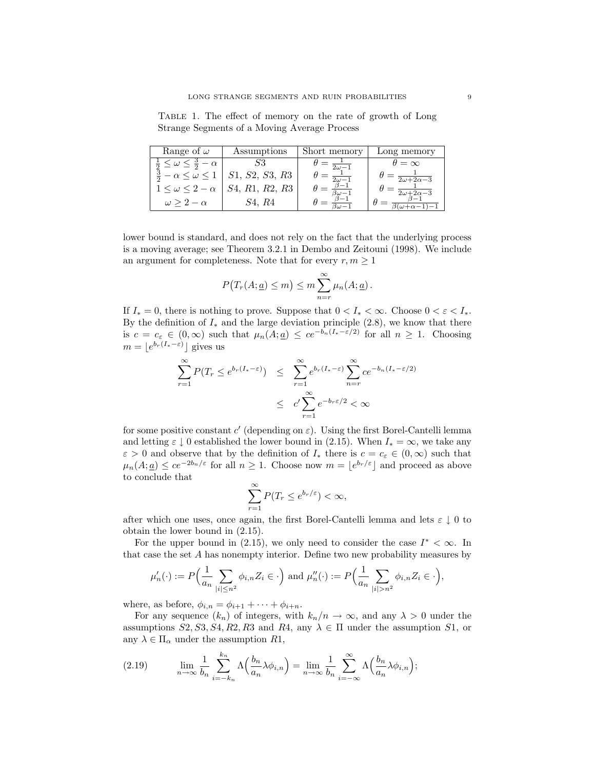TABLE 1. The effect of memory on the rate of growth of Long Strange Segments of a Moving Average Process

| Range of $\omega$ | Assumptions | Short memory | Long memory |
|---|---|---|---|
| $\frac{1}{2} \le \omega \le \frac{3}{2} - \alpha$ | $S3$ | $\theta = \frac{1}{2\omega - 1}$ | $\theta = \infty$ |
| $\frac{3}{2} - \alpha \le \omega \le 1$ | $S1$, $S2$, $S3$, $R3$ | $\theta = \frac{1}{2\omega - 1}$ | $\theta = \frac{1}{2\omega + 2\alpha - 3}$ |
| $1 \le \omega \le 2 - \alpha$ | $S4$, $R1$, $R2$, $R3$ | $\theta = \frac{\beta - 1}{\beta\omega - 1}$ | $\theta = \frac{1}{2\omega + 2\alpha - 3}$ |
| $\omega \ge 2 - \alpha$ | $S4$, $R4$ | $\theta = \frac{\beta - 1}{\beta\omega - 1}$ | $\theta = \frac{\beta - 1}{\beta(\omega + \alpha - 1) - 1}$ |

lower bound is standard, and does not rely on the fact that the underlying process is a moving average; see Theorem 3.2.1 in Dembo and Zeitouni (1998). We include an argument for completeness. Note that for every $r, m \ge 1$

$$P\big(T_r(A;\underline{a}) \le m\big) \le m \sum_{n=r}^{\infty} \mu_n(A;\underline{a})\,.$$

If $I_* = 0$, there is nothing to prove. Suppose that $0 < I_* < \infty$. Choose $0 < \varepsilon < I_*$. By the definition of $I_*$ and the large deviation principle (2.8), we know that there is $c = c_\varepsilon \in (0, \infty)$ such that $\mu_n(A;\underline{a}) \le ce^{-b_n(I_* - \varepsilon/2)}$ for all $n \ge 1$. Choosing $m = \lfloor e^{b_r(I_* - \varepsilon)} \rfloor$ gives us

$$\begin{aligned}
\sum_{r=1}^{\infty} P(T_r \le e^{b_r(I_* - \varepsilon)}) &\le \sum_{r=1}^{\infty} e^{b_r(I_* - \varepsilon)} \sum_{n=r}^{\infty} ce^{-b_n(I_* - \varepsilon/2)} \\
&\le c' \sum_{r=1}^{\infty} e^{-b_r \varepsilon/2} < \infty
\end{aligned}$$

for some positive constant $c'$ (depending on $\varepsilon$). Using the first Borel-Cantelli lemma and letting $\varepsilon \downarrow 0$ established the lower bound in (2.15). When $I_* = \infty$, we take any $\varepsilon > 0$ and observe that by the definition of $I_*$ there is $c = c_\varepsilon \in (0, \infty)$ such that $\mu_n(A;\underline{a}) \le ce^{-2b_n/\varepsilon}$ for all $n \ge 1$. Choose now $m = \lfloor e^{b_r/\varepsilon} \rfloor$ and proceed as above to conclude that

$$\sum_{r=1}^{\infty} P(T_r \le e^{b_r/\varepsilon}) < \infty,$$

after which one uses, once again, the first Borel-Cantelli lemma and lets $\varepsilon \downarrow 0$ to obtain the lower bound in (2.15).

For the upper bound in (2.15), we only need to consider the case $I^* < \infty$. In that case the set $A$ has nonempty interior. Define two new probability measures by

$$\mu_n'(\cdot) := P\Big(\frac{1}{a_n} \sum_{|i| \le n^2} \phi_{i,n} Z_i \in \cdot\Big) \text{ and } \mu_n''(\cdot) := P\Big(\frac{1}{a_n} \sum_{|i| > n^2} \phi_{i,n} Z_i \in \cdot\Big),$$

where, as before, $\phi_{i,n} = \phi_{i+1} + \cdots + \phi_{i+n}$.

For any sequence $(k_n)$ of integers, with $k_n/n \to \infty$, and any $\lambda > 0$ under the assumptions $S2, S3, S4, R2, R3$ and $R4$, any $\lambda \in \Pi$ under the assumption $S1$, or any $\lambda \in \Pi_\alpha$ under the assumption $R1$,

$$\lim_{n\to\infty} \frac{1}{b_n} \sum_{i=-k_n}^{k_n} \Lambda\Big(\frac{b_n}{a_n} \lambda \phi_{i,n}\Big) = \lim_{n\to\infty} \frac{1}{b_n} \sum_{i=-\infty}^{\infty} \Lambda\Big(\frac{b_n}{a_n} \lambda \phi_{i,n}\Big); \tag{2.19}$$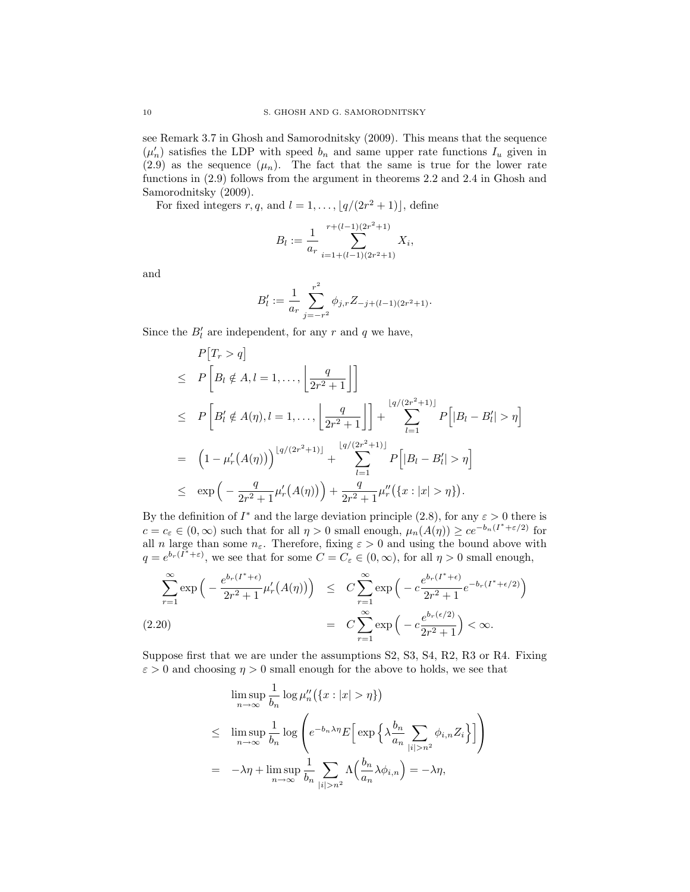see Remark 3.7 in Ghosh and Samorodnitsky (2009). This means that the sequence $(\mu_n')$ satisfies the LDP with speed $b_n$ and same upper rate functions $I_u$ given in (2.9) as the sequence $(\mu_n)$. The fact that the same is true for the lower rate functions in (2.9) follows from the argument in theorems 2.2 and 2.4 in Ghosh and Samorodnitsky (2009).

For fixed integers $r, q$, and $l = 1, \ldots, \lfloor q/(2r^2+1) \rfloor$, define

$$B_l := \frac{1}{a_r} \sum_{i=1+(l-1)(2r^2+1)}^{r+(l-1)(2r^2+1)} X_i,$$

and

$$B_l' := \frac{1}{a_r} \sum_{j=-r^2}^{r^2} \phi_{j,r} Z_{-j+(l-1)(2r^2+1)}.$$

Since the $B_l'$ are independent, for any $r$ and $q$ we have,

$$\begin{aligned}
& P\big[T_r > q\big] \\
\leq \quad & P\left[B_l \notin A, l = 1, \ldots, \left\lfloor \frac{q}{2r^2+1} \right\rfloor\right] \\
\leq \quad & P\left[B_l' \notin A(\eta), l = 1, \ldots, \left\lfloor \frac{q}{2r^2+1} \right\rfloor\right] + \sum_{l=1}^{\lfloor q/(2r^2+1) \rfloor} P\Big[|B_l - B_l'| > \eta\Big] \\
= \quad & \Big(1 - \mu_r'\big(A(\eta)\big)\Big)^{\lfloor q/(2r^2+1) \rfloor} + \sum_{l=1}^{\lfloor q/(2r^2+1) \rfloor} P\Big[|B_l - B_l'| > \eta\Big] \\
\leq \quad & \exp\Big( - \frac{q}{2r^2+1} \mu_r'\big(A(\eta)\big)\Big) + \frac{q}{2r^2+1} \mu_r''\big(\{x : |x| > \eta\}\big).
\end{aligned}$$

By the definition of $I^*$ and the large deviation principle (2.8), for any $\varepsilon > 0$ there is $c = c_\varepsilon \in (0, \infty)$ such that for all $\eta > 0$ small enough, $\mu_n(A(\eta)) \geq c e^{-b_n(I^* + \varepsilon/2)}$ for all $n$ large than some $n_\varepsilon$. Therefore, fixing $\varepsilon > 0$ and using the bound above with $q = e^{b_r(I^* + \varepsilon)}$, we see that for some $C = C_\varepsilon \in (0, \infty)$, for all $\eta > 0$ small enough,

$$\begin{aligned}
\sum_{r=1}^{\infty} \exp\Big( - \frac{e^{b_r(I^*+\epsilon)}}{2r^2+1} \mu_r'\big(A(\eta)\big)\Big) & \leq C \sum_{r=1}^{\infty} \exp\Big( - c \frac{e^{b_r(I^*+\epsilon)}}{2r^2+1} e^{-b_r(I^*+\epsilon/2)}\Big) \\
& = C \sum_{r=1}^{\infty} \exp\Big( - c \frac{e^{b_r(\epsilon/2)}}{2r^2+1}\Big) < \infty. \qquad (2.20)
\end{aligned}$$

Suppose first that we are under the assumptions S2, S3, S4, R2, R3 or R4. Fixing $\varepsilon > 0$ and choosing $\eta > 0$ small enough for the above to holds, we see that

$$\begin{aligned}
& \limsup_{n\to\infty} \frac{1}{b_n} \log \mu_n''\big(\{x : |x| > \eta\}\big) \\
\leq \quad & \limsup_{n\to\infty} \frac{1}{b_n} \log \left( e^{-b_n \lambda \eta} E\Big[ \exp\Big\{ \lambda \frac{b_n}{a_n} \sum_{|i| > n^2} \phi_{i,n} Z_i \Big\}\Big] \right) \\
= \quad & -\lambda\eta + \limsup_{n\to\infty} \frac{1}{b_n} \sum_{|i|>n^2} \Lambda\Big(\frac{b_n}{a_n} \lambda \phi_{i,n}\Big) = -\lambda\eta,
\end{aligned}$$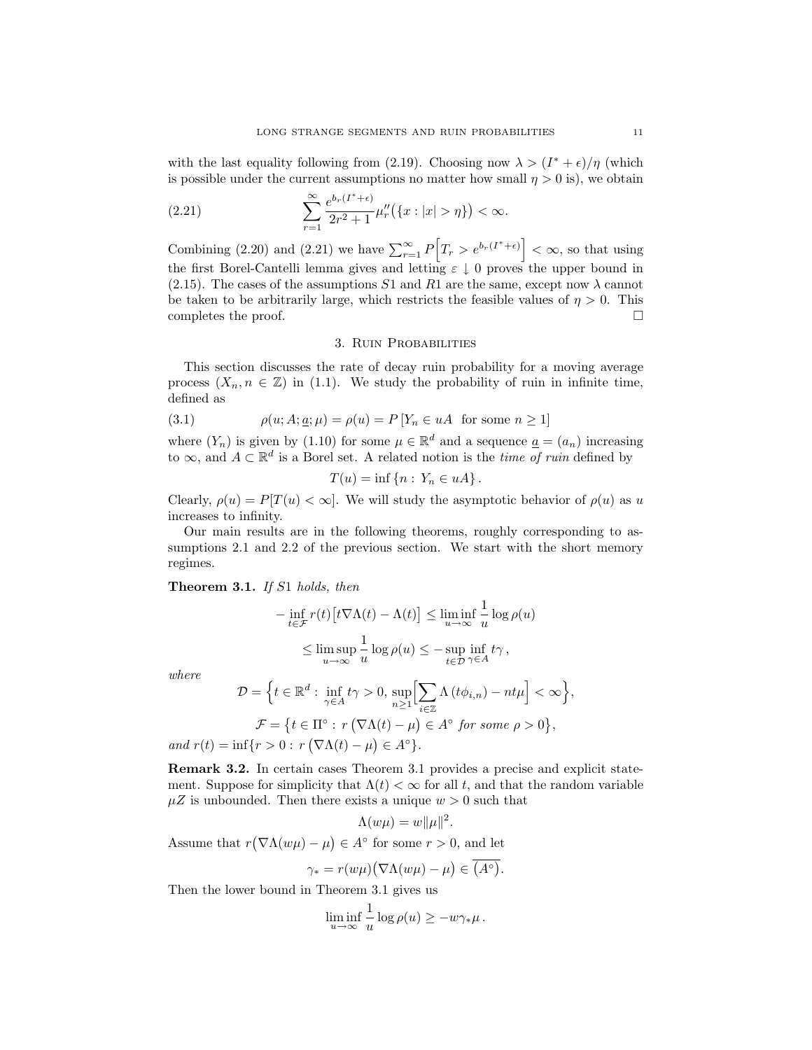with the last equality following from (2.19). Choosing now $\lambda > (I^* + \epsilon)/\eta$ (which is possible under the current assumptions no matter how small $\eta > 0$ is), we obtain

$$\sum_{r=1}^{\infty} \frac{e^{b_r(I^*+\epsilon)}}{2r^2+1} \mu_r''\big(\{x : |x| > \eta\}\big) < \infty. \tag{2.21}$$

Combining (2.20) and (2.21) we have $\sum_{r=1}^{\infty} P\Big[T_r > e^{b_r(I^*+\epsilon)}\Big] < \infty$, so that using the first Borel-Cantelli lemma gives and letting $\varepsilon \downarrow 0$ proves the upper bound in (2.15). The cases of the assumptions $S1$ and $R1$ are the same, except now $\lambda$ cannot be taken to be arbitrarily large, which restricts the feasible values of $\eta > 0$. This completes the proof. $\square$

## 3. Ruin Probabilities

This section discusses the rate of decay ruin probability for a moving average process $(X_n, n \in \mathbb{Z})$ in (1.1). We study the probability of ruin in infinite time, defined as

$$\rho(u; A; \underline{a}; \mu) = \rho(u) = P\left[Y_n \in uA \text{ for some } n \geq 1\right] \tag{3.1}$$

where $(Y_n)$ is given by (1.10) for some $\mu \in \mathbb{R}^d$ and a sequence $\underline{a} = (a_n)$ increasing to $\infty$, and $A \subset \mathbb{R}^d$ is a Borel set. A related notion is the *time of ruin* defined by

$$T(u) = \inf\left\{n : Y_n \in uA\right\}.$$

Clearly, $\rho(u) = P[T(u) < \infty]$. We will study the asymptotic behavior of $\rho(u)$ as $u$ increases to infinity.

Our main results are in the following theorems, roughly corresponding to assumptions 2.1 and 2.2 of the previous section. We start with the short memory regimes.

**Theorem 3.1.** *If $S1$ holds, then*

$$-\inf_{t \in \mathcal{F}} r(t)\big[t\nabla\Lambda(t) - \Lambda(t)\big] \leq \liminf_{u\to\infty} \frac{1}{u} \log \rho(u)$$

$$\leq \limsup_{u\to\infty} \frac{1}{u} \log \rho(u) \leq -\sup_{t\in\mathcal{D}} \inf_{\gamma \in A} t\gamma\,,$$

*where*

$$\mathcal{D} = \Big\{t \in \mathbb{R}^d : \inf_{\gamma \in A} t\gamma > 0,\, \sup_{n\geq 1}\Big[\sum_{i\in\mathbb{Z}} \Lambda\left(t\phi_{i,n}\right) - nt\mu\Big] < \infty\Big\},$$

$$\mathcal{F} = \big\{t \in \Pi^\circ : r\left(\nabla\Lambda(t) - \mu\right) \in A^\circ \text{ for some } \rho > 0\big\},$$

*and* $r(t) = \inf\{r > 0 : r\left(\nabla\Lambda(t) - \mu\right) \in A^\circ\}$.

**Remark 3.2.** In certain cases Theorem 3.1 provides a precise and explicit statement. Suppose for simplicity that $\Lambda(t) < \infty$ for all $t$, and that the random variable $\mu Z$ is unbounded. Then there exists a unique $w > 0$ such that

$$\Lambda(w\mu) = w\|\mu\|^2.$$

Assume that $r\big(\nabla\Lambda(w\mu) - \mu\big) \in A^\circ$ for some $r > 0$, and let

$$\gamma_* = r(w\mu)\big(\nabla\Lambda(w\mu) - \mu\big) \in \overline{(A^\circ)}.$$

Then the lower bound in Theorem 3.1 gives us

$$\liminf_{u\to\infty} \frac{1}{u} \log \rho(u) \geq -w\gamma_*\mu\,.$$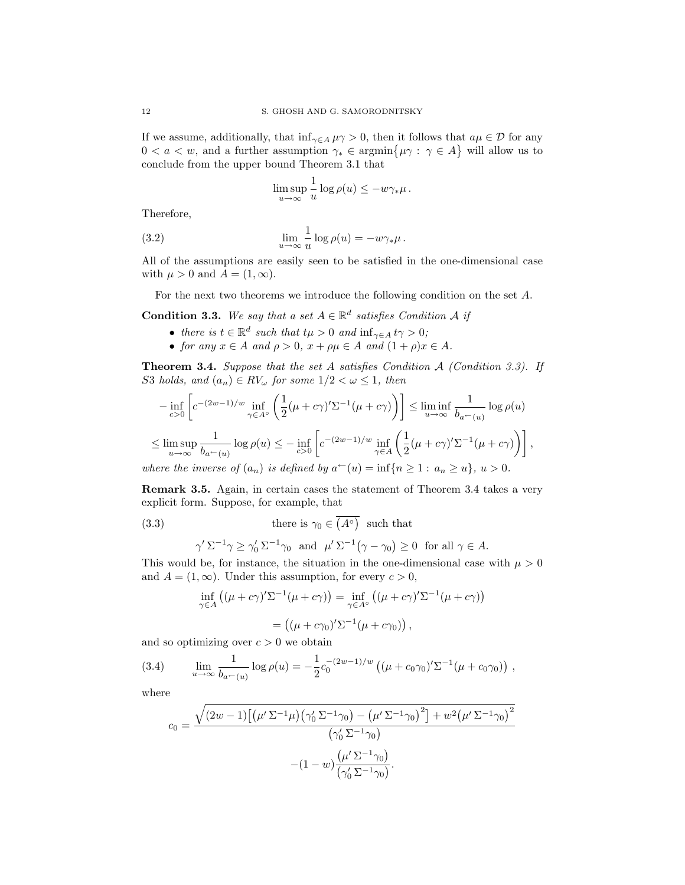If we assume, additionally, that $\inf_{\gamma \in A} \mu\gamma > 0$, then it follows that $a\mu \in \mathcal{D}$ for any $0 < a < w$, and a further assumption $\gamma_* \in \operatorname{argmin}\{\mu\gamma : \gamma \in A\}$ will allow us to conclude from the upper bound Theorem 3.1 that

$$\limsup_{u\to\infty} \frac{1}{u} \log \rho(u) \le -w\gamma_*\mu\,.$$

Therefore,

$$\lim_{u\to\infty} \frac{1}{u} \log \rho(u) = -w\gamma_*\mu\,. \tag{3.2}$$

All of the assumptions are easily seen to be satisfied in the one-dimensional case with $\mu > 0$ and $A = (1, \infty)$.

For the next two theorems we introduce the following condition on the set $A$.

**Condition 3.3.** *We say that a set $A \in \mathbb{R}^d$ satisfies Condition $\mathcal{A}$ if*

- *there is $t \in \mathbb{R}^d$ such that $t\mu > 0$ and $\inf_{\gamma\in A} t\gamma > 0$;*
- *for any $x \in A$ and $\rho > 0$, $x + \rho\mu \in A$ and $(1+\rho)x \in A$.*

**Theorem 3.4.** *Suppose that the set $A$ satisfies Condition $\mathcal{A}$ (Condition 3.3). If S3 holds, and $(a_n) \in RV_\omega$ for some $1/2 < \omega \le 1$, then*

$$-\inf_{c>0}\left[c^{-(2w-1)/w} \inf_{\gamma\in A^\circ}\left(\frac{1}{2}(\mu + c\gamma)'\Sigma^{-1}(\mu+c\gamma)\right)\right] \le \liminf_{u\to\infty} \frac{1}{b_{a^\leftarrow(u)}} \log \rho(u)$$

$$\le \limsup_{u\to\infty} \frac{1}{b_{a^\leftarrow(u)}} \log \rho(u) \le -\inf_{c>0}\left[c^{-(2w-1)/w} \inf_{\gamma\in A}\left(\frac{1}{2}(\mu + c\gamma)'\Sigma^{-1}(\mu+c\gamma)\right)\right],$$

*where the inverse of $(a_n)$ is defined by $a^\leftarrow(u) = \inf\{n \ge 1 : a_n \ge u\}$, $u > 0$.*

**Remark 3.5.** Again, in certain cases the statement of Theorem 3.4 takes a very explicit form. Suppose, for example, that

$$\text{there is } \gamma_0 \in \overline{(A^\circ)} \text{ such that} \tag{3.3}$$

$$\gamma'\,\Sigma^{-1}\gamma \ge \gamma_0'\,\Sigma^{-1}\gamma_0 \text{ and } \mu'\,\Sigma^{-1}\big(\gamma - \gamma_0\big) \ge 0 \text{ for all } \gamma \in A.$$

This would be, for instance, the situation in the one-dimensional case with $\mu > 0$ and $A = (1, \infty)$. Under this assumption, for every $c > 0$,

$$\inf_{\gamma\in A}\big((\mu + c\gamma)'\Sigma^{-1}(\mu+c\gamma)\big) = \inf_{\gamma\in A^\circ}\big((\mu + c\gamma)'\Sigma^{-1}(\mu+c\gamma)\big)$$

$$= \big((\mu + c\gamma_0)'\Sigma^{-1}(\mu+c\gamma_0)\big),$$

and so optimizing over $c > 0$ we obtain

$$\lim_{u\to\infty} \frac{1}{b_{a^\leftarrow(u)}} \log \rho(u) = -\frac{1}{2} c_0^{-(2w-1)/w}\big((\mu + c_0\gamma_0)'\Sigma^{-1}(\mu+c_0\gamma_0)\big)\,, \tag{3.4}$$

where

$$c_0 = \frac{\sqrt{(2w-1)\big[\big(\mu'\,\Sigma^{-1}\mu\big)\big(\gamma_0'\,\Sigma^{-1}\gamma_0\big) - \big(\mu'\,\Sigma^{-1}\gamma_0\big)^2\big] + w^2\big(\mu'\,\Sigma^{-1}\gamma_0\big)^2}}{\big(\gamma_0'\,\Sigma^{-1}\gamma_0\big)}$$

$$-(1-w)\frac{\big(\mu'\,\Sigma^{-1}\gamma_0\big)}{\big(\gamma_0'\,\Sigma^{-1}\gamma_0\big)}.$$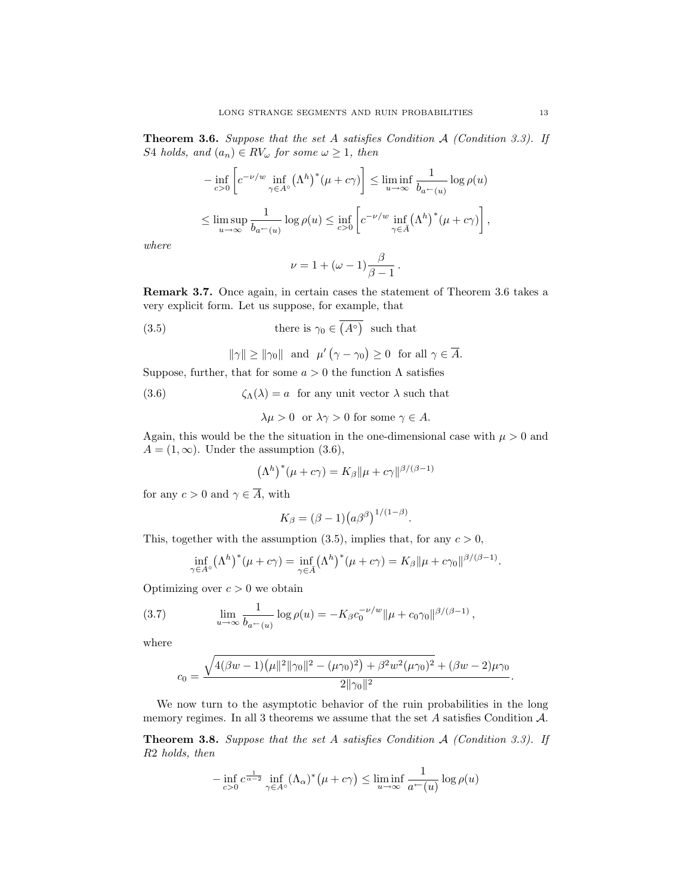**Theorem 3.6.** *Suppose that the set $A$ satisfies Condition $\mathcal{A}$ (Condition 3.3). If S4 holds, and $(a_n) \in RV_\omega$ for some $\omega \geq 1$, then*

$$
-\inf_{c>0}\left[c^{-\nu/w}\inf_{\gamma\in A^\circ}\left(\Lambda^h\right)^*(\mu+c\gamma)\right] \leq \liminf_{u\to\infty}\frac{1}{b_{a^{\leftarrow}(u)}}\log\rho(u)
$$

$$
\leq \limsup_{u\to\infty}\frac{1}{b_{a^{\leftarrow}(u)}}\log\rho(u) \leq \inf_{c>0}\left[c^{-\nu/w}\inf_{\gamma\in \bar{A}}\left(\Lambda^h\right)^*(\mu+c\gamma)\right],
$$

*where*

$$
\nu = 1 + (\omega-1)\frac{\beta}{\beta-1}\,.
$$

**Remark 3.7.** Once again, in certain cases the statement of Theorem 3.6 takes a very explicit form. Let us suppose, for example, that

$$
\text{there is } \gamma_0 \in \overline{(A^\circ)} \;\text{ such that} \tag{3.5}
$$

$$
\|\gamma\| \geq \|\gamma_0\| \;\text{ and }\; \mu'\left(\gamma-\gamma_0\right) \geq 0 \;\text{ for all } \gamma\in\overline{A}.
$$

Suppose, further, that for some $a>0$ the function $\Lambda$ satisfies

$$
\zeta_\Lambda(\lambda) = a \;\text{ for any unit vector } \lambda \text{ such that} \tag{3.6}
$$

$$
\lambda\mu > 0 \;\text{ or } \lambda\gamma > 0 \text{ for some } \gamma\in A.
$$

Again, this would be the the situation in the one-dimensional case with $\mu>0$ and $A=(1,\infty)$. Under the assumption (3.6),

$$
\left(\Lambda^h\right)^*(\mu+c\gamma) = K_\beta\|\mu+c\gamma\|^{\beta/(\beta-1)}
$$

for any $c>0$ and $\gamma\in\overline{A}$, with

$$
K_\beta = (\beta-1)\left(a\beta^\beta\right)^{1/(1-\beta)}.
$$

This, together with the assumption (3.5), implies that, for any $c>0$,

$$
\inf_{\gamma\in A^\circ}\left(\Lambda^h\right)^*(\mu+c\gamma) = \inf_{\gamma\in\bar{A}}\left(\Lambda^h\right)^*(\mu+c\gamma) = K_\beta\|\mu+c\gamma_0\|^{\beta/(\beta-1)}.
$$

Optimizing over $c>0$ we obtain

$$
\lim_{u\to\infty}\frac{1}{b_{a^{\leftarrow}(u)}}\log\rho(u) = -K_\beta c_0^{-\nu/w}\|\mu+c_0\gamma_0\|^{\beta/(\beta-1)}\,, \tag{3.7}
$$

where

$$
c_0 = \frac{\sqrt{4(\beta w-1)\left(\|\mu\|^2\|\gamma_0\|^2-(\mu\gamma_0)^2\right)+\beta^2w^2(\mu\gamma_0)^2}+(\beta w-2)\mu\gamma_0}{2\|\gamma_0\|^2}.
$$

We now turn to the asymptotic behavior of the ruin probabilities in the long memory regimes. In all 3 theorems we assume that the set $A$ satisfies Condition $\mathcal{A}$.

**Theorem 3.8.** *Suppose that the set $A$ satisfies Condition $\mathcal{A}$ (Condition 3.3). If R2 holds, then*

$$
-\inf_{c>0}c^{\frac{1}{\alpha-2}}\inf_{\gamma\in A^\circ}(\Lambda_\alpha)^*\left(\mu+c\gamma\right) \leq \liminf_{u\to\infty}\frac{1}{a^{\leftarrow}(u)}\log\rho(u)
$$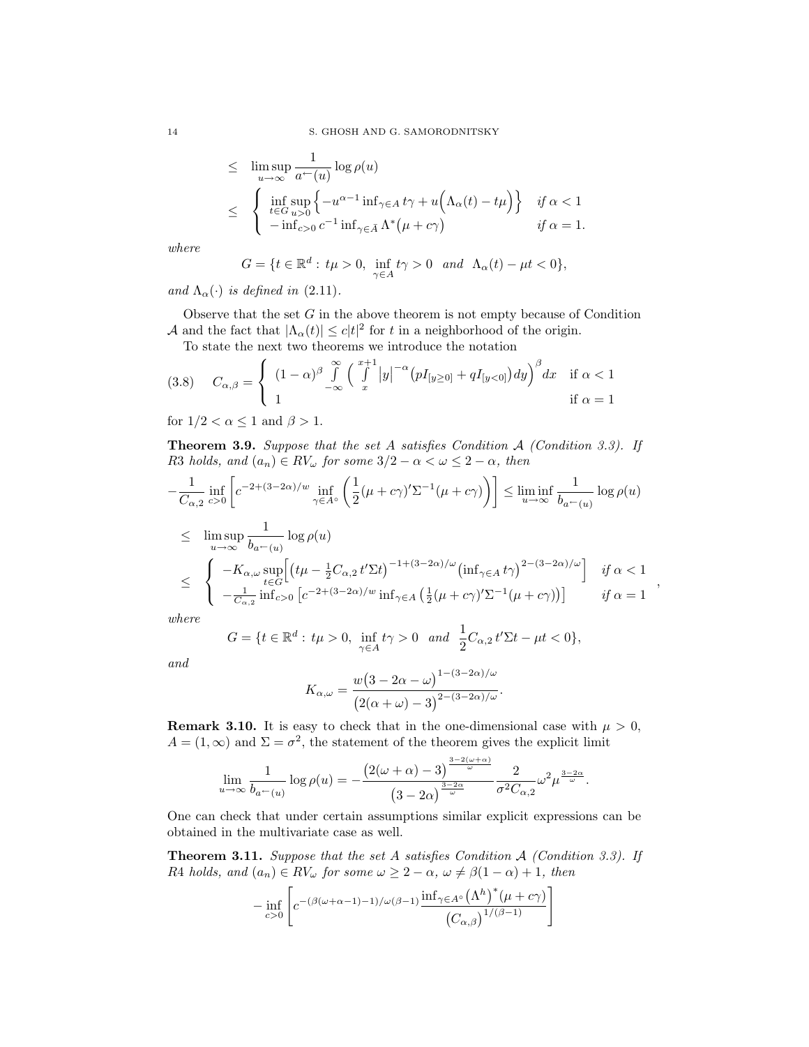$$
\begin{aligned}
&\leq \limsup_{u\to\infty} \frac{1}{a^{\leftarrow}(u)} \log \rho(u) \\
&\leq \begin{cases} \inf_{t\in G} \sup_{u>0} \Big\{ -u^{\alpha-1} \inf_{\gamma\in A} t\gamma + u\Big(\Lambda_\alpha(t) - t\mu\Big)\Big\} & \text{if } \alpha<1 \\ -\inf_{c>0} c^{-1} \inf_{\gamma\in \bar{A}} \Lambda^*\big(\mu + c\gamma\big) & \text{if } \alpha = 1. \end{cases}
\end{aligned}
$$

*where*

$$
G = \{t \in \mathbb{R}^d : t\mu > 0, \ \inf_{\gamma\in A} t\gamma > 0 \ \text{ and } \ \Lambda_\alpha(t) - \mu t < 0\},
$$

*and* $\Lambda_\alpha(\cdot)$ *is defined in* (2.11).

Observe that the set $G$ in the above theorem is not empty because of Condition $\mathcal{A}$ and the fact that $|\Lambda_\alpha(t)| \leq c|t|^2$ for $t$ in a neighborhood of the origin.

To state the next two theorems we introduce the notation

$$
(3.8) \quad C_{\alpha,\beta} = \begin{cases} (1-\alpha)^\beta \int_{-\infty}^{\infty} \Big( \int_x^{x+1} \big|y\big|^{-\alpha} \big(pI_{[y\geq 0]} + qI_{[y<0]}\big) dy\Big)^\beta dx & \text{if } \alpha < 1 \\ 1 & \text{if } \alpha = 1 \end{cases}
$$

for $1/2 < \alpha \leq 1$ and $\beta > 1$.

**Theorem 3.9.** *Suppose that the set $A$ satisfies Condition $\mathcal{A}$ (Condition 3.3). If R3 holds, and $(a_n) \in RV_\omega$ for some $3/2 - \alpha < \omega \leq 2-\alpha$, then*

$$
-\frac{1}{C_{\alpha,2}} \inf_{c>0} \left[ c^{-2+(3-2\alpha)/w} \inf_{\gamma\in A^\circ} \left( \frac{1}{2} (\mu + c\gamma)'\Sigma^{-1}(\mu+c\gamma)\right)\right] \leq \liminf_{u\to\infty} \frac{1}{b_{a^{\leftarrow}(u)}} \log\rho(u)
$$

$$
\begin{aligned}
&\leq \limsup_{u\to\infty} \frac{1}{b_{a^{\leftarrow}(u)}} \log \rho(u) \\
&\leq \begin{cases} -K_{\alpha,\omega} \sup_{t\in G} \Big[ \big(t\mu - \frac{1}{2} C_{\alpha,2}\, t'\Sigma t\big)^{-1+(3-2\alpha)/\omega} \big(\inf_{\gamma\in A} t\gamma\big)^{2-(3-2\alpha)/\omega}\Big] & \text{if } \alpha < 1 \\ -\frac{1}{C_{\alpha,2}} \inf_{c>0} \big[ c^{-2+(3-2\alpha)/w} \inf_{\gamma\in A} \big(\frac{1}{2}(\mu + c\gamma)'\Sigma^{-1}(\mu + c\gamma)\big)\big] & \text{if } \alpha = 1 \end{cases},
\end{aligned}
$$

*where*

$$
G = \{t \in \mathbb{R}^d : t\mu > 0, \ \inf_{\gamma\in A} t\gamma > 0 \ \text{ and } \ \frac{1}{2} C_{\alpha,2}\, t'\Sigma t - \mu t < 0\},
$$

*and*

$$
K_{\alpha,\omega} = \frac{w\big(3-2\alpha-\omega\big)^{1-(3-2\alpha)/\omega}}{\big(2(\alpha+\omega)-3\big)^{2-(3-2\alpha)/\omega}}.
$$

**Remark 3.10.** It is easy to check that in the one-dimensional case with $\mu > 0$, $A = (1, \infty)$ and $\Sigma = \sigma^2$, the statement of the theorem gives the explicit limit

$$
\lim_{u\to\infty} \frac{1}{b_{a^{\leftarrow}(u)}} \log \rho(u) = -\frac{\big(2(\omega+\alpha) - 3\big)^{\frac{3-2(\omega+\alpha)}{\omega}}}{\big(3-2\alpha\big)^{\frac{3-2\alpha}{\omega}}} \frac{2}{\sigma^2 C_{\alpha,2}} \omega^2 \mu^{\frac{3-2\alpha}{\omega}}.
$$

One can check that under certain assumptions similar explicit expressions can be obtained in the multivariate case as well.

**Theorem 3.11.** *Suppose that the set $A$ satisfies Condition $\mathcal{A}$ (Condition 3.3). If R4 holds, and $(a_n) \in RV_\omega$ for some $\omega \geq 2 - \alpha$, $\omega \neq \beta(1-\alpha)+1$, then*

$$
-\inf_{c>0} \left[ c^{-(\beta(\omega+\alpha-1)-1)/\omega(\beta-1)} \frac{\inf_{\gamma\in A^\circ} \big(\Lambda^h\big)^*(\mu + c\gamma)}{\big(C_{\alpha,\beta}\big)^{1/(\beta-1)}}\right]
$$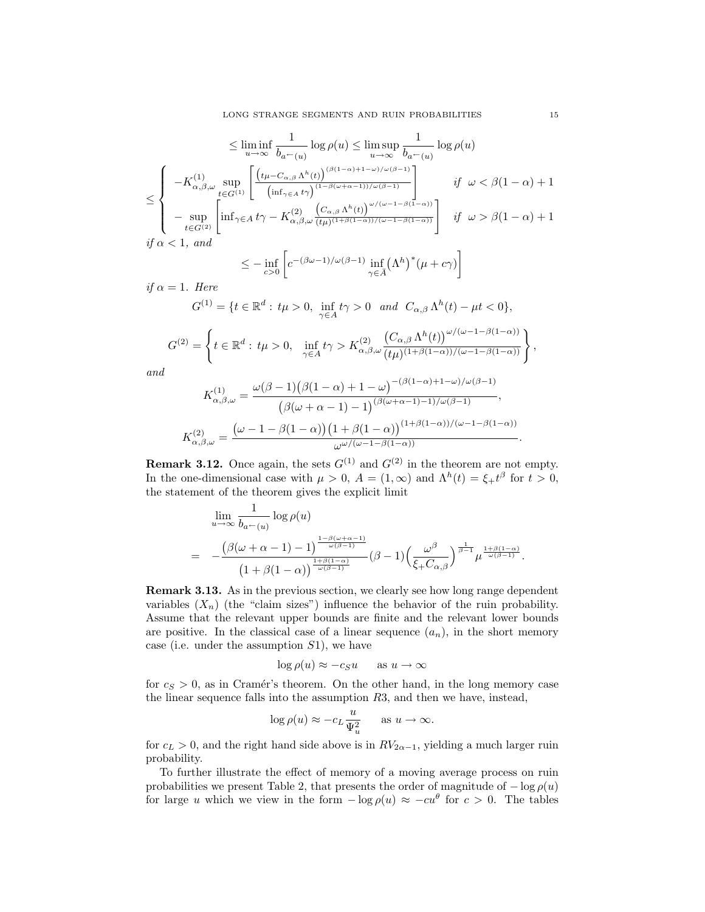$$\leq \liminf_{u\to\infty} \frac{1}{b_{a^{\leftarrow}(u)}} \log \rho(u) \leq \limsup_{u\to\infty} \frac{1}{b_{a^{\leftarrow}(u)}} \log \rho(u)$$

$$\leq \begin{cases} -K^{(1)}_{\alpha,\beta,\omega} \sup_{t\in G^{(1)}} \left[ \frac{\left(t\mu - C_{\alpha,\beta}\,\Lambda^h(t)\right)^{(\beta(1-\alpha)+1-\omega)/\omega(\beta-1)}}{\left(\inf_{\gamma\in A} t\gamma\right)^{(1-\beta(\omega+\alpha-1))/\omega(\beta-1)}} \right] & \text{if } \ \omega < \beta(1-\alpha)+1 \\ -\sup_{t\in G^{(2)}} \left[ \inf_{\gamma\in A} t\gamma - K^{(2)}_{\alpha,\beta,\omega} \frac{\left(C_{\alpha,\beta}\,\Lambda^h(t)\right)^{\omega/(\omega-1-\beta(1-\alpha))}}{(t\mu)^{(1+\beta(1-\alpha))/(\omega-1-\beta(1-\alpha))}} \right] & \text{if } \ \omega > \beta(1-\alpha)+1 \end{cases}$$

*if* $\alpha < 1$, *and*

$$\leq -\inf_{c>0} \left[ c^{-(\beta\omega-1)/\omega(\beta-1)} \inf_{\gamma\in A} \left(\Lambda^h\right)^*(\mu + c\gamma) \right]$$

*if* $\alpha = 1$. *Here*

$$G^{(1)} = \{t \in \mathbb{R}^d : t\mu > 0, \ \inf_{\gamma\in A} t\gamma > 0 \ \ and \ \ C_{\alpha,\beta}\,\Lambda^h(t) - \mu t < 0\},$$

$$G^{(2)} = \left\{ t \in \mathbb{R}^d : t\mu > 0, \ \ \inf_{\gamma\in A} t\gamma > K^{(2)}_{\alpha,\beta,\omega} \frac{\left(C_{\alpha,\beta}\,\Lambda^h(t)\right)^{\omega/(\omega-1-\beta(1-\alpha))}}{(t\mu)^{(1+\beta(1-\alpha))/(\omega-1-\beta(1-\alpha))}} \right\},$$

*and*

$$K^{(1)}_{\alpha,\beta,\omega} = \frac{\omega(\beta-1)\big(\beta(1-\alpha)+1-\omega\big)^{-(\beta(1-\alpha)+1-\omega)/\omega(\beta-1)}}{\big(\beta(\omega+\alpha-1)-1\big)^{(\beta(\omega+\alpha-1)-1)/\omega(\beta-1)}},$$

$$K^{(2)}_{\alpha,\beta,\omega} = \frac{\big(\omega-1-\beta(1-\alpha)\big)\big(1+\beta(1-\alpha)\big)^{(1+\beta(1-\alpha))/(\omega-1-\beta(1-\alpha))}}{\omega^{\omega/(\omega-1-\beta(1-\alpha))}}.$$

**Remark 3.12.** Once again, the sets $G^{(1)}$ and $G^{(2)}$ in the theorem are not empty. In the one-dimensional case with $\mu > 0$, $A = (1,\infty)$ and $\Lambda^h(t) = \xi_+ t^\beta$ for $t > 0$, the statement of the theorem gives the explicit limit

$$\begin{aligned} &\lim_{u\to\infty} \frac{1}{b_{a^{\leftarrow}(u)}} \log \rho(u) \\ = \ \ & -\frac{\big(\beta(\omega+\alpha-1)-1\big)^{\frac{1-\beta(\omega+\alpha-1)}{\omega(\beta-1)}}}{\big(1+\beta(1-\alpha)\big)^{\frac{1+\beta(1-\alpha)}{\omega(\beta-1)}}} (\beta-1)\Big(\frac{\omega^\beta}{\xi_+ C_{\alpha,\beta}}\Big)^{\frac{1}{\beta-1}} \mu^{\frac{1+\beta(1-\alpha)}{\omega(\beta-1)}}. \end{aligned}$$

**Remark 3.13.** As in the previous section, we clearly see how long range dependent variables $(X_n)$ (the "claim sizes") influence the behavior of the ruin probability. Assume that the relevant upper bounds are finite and the relevant lower bounds are positive. In the classical case of a linear sequence $(a_n)$, in the short memory case (i.e. under the assumption $S1$), we have

$$\log \rho(u) \approx -c_S u \qquad \text{as } u \to \infty$$

for $c_S > 0$, as in Cramér's theorem. On the other hand, in the long memory case the linear sequence falls into the assumption $R3$, and then we have, instead,

$$\log \rho(u) \approx -c_L \frac{u}{\Psi_u^2} \qquad \text{as } u \to \infty.$$

for $c_L > 0$, and the right hand side above is in $RV_{2\alpha-1}$, yielding a much larger ruin probability.

To further illustrate the effect of memory of a moving average process on ruin probabilities we present Table 2, that presents the order of magnitude of $-\log \rho(u)$ for large $u$ which we view in the form $-\log \rho(u) \approx -cu^\theta$ for $c > 0$. The tables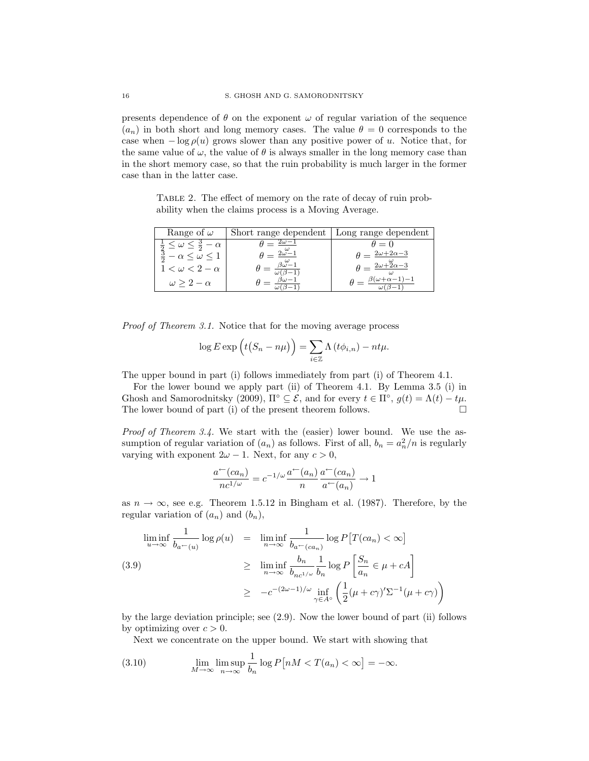presents dependence of $\theta$ on the exponent $\omega$ of regular variation of the sequence $(a_n)$ in both short and long memory cases. The value $\theta = 0$ corresponds to the case when $-\log \rho(u)$ grows slower than any positive power of $u$. Notice that, for the same value of $\omega$, the value of $\theta$ is always smaller in the long memory case than in the short memory case, so that the ruin probability is much larger in the former case than in the latter case.

TABLE 2. The effect of memory on the rate of decay of ruin probability when the claims process is a Moving Average.

| Range of $\omega$ | Short range dependent | Long range dependent |
|---|---|---|
| $\frac{1}{2} \le \omega \le \frac{3}{2} - \alpha$ | $\theta = \frac{2\omega - 1}{\omega}$ | $\theta = 0$ |
| $\frac{3}{2} - \alpha \le \omega \le 1$ | $\theta = \frac{2\omega - 1}{\omega}$ | $\theta = \frac{2\omega + 2\alpha - 3}{\omega}$ |
| $1 < \omega < 2 - \alpha$ | $\theta = \frac{\beta\omega - 1}{\omega(\beta - 1)}$ | $\theta = \frac{2\omega + 2\alpha - 3}{\omega}$ |
| $\omega \ge 2 - \alpha$ | $\theta = \frac{\beta\omega - 1}{\omega(\beta - 1)}$ | $\theta = \frac{\beta(\omega + \alpha - 1) - 1}{\omega(\beta - 1)}$ |

*Proof of Theorem 3.1.* Notice that for the moving average process

$$\log E \exp\Big(t\big(S_n - n\mu\big)\Big) = \sum_{i \in \mathbb{Z}} \Lambda\left(t\phi_{i,n}\right) - nt\mu.$$

The upper bound in part (i) follows immediately from part (i) of Theorem 4.1.

For the lower bound we apply part (ii) of Theorem 4.1. By Lemma 3.5 (i) in Ghosh and Samorodnitsky (2009), $\Pi^\circ \subseteq \mathcal{E}$, and for every $t \in \Pi^\circ$, $g(t) = \Lambda(t) - t\mu$. The lower bound of part (i) of the present theorem follows. $\square$

*Proof of Theorem 3.4.* We start with the (easier) lower bound. We use the assumption of regular variation of $(a_n)$ as follows. First of all, $b_n = a_n^2/n$ is regularly varying with exponent $2\omega - 1$. Next, for any $c > 0$,

$$\frac{a^{\leftarrow}(ca_n)}{nc^{1/\omega}} = c^{-1/\omega} \frac{a^{\leftarrow}(a_n)}{n} \frac{a^{\leftarrow}(ca_n)}{a^{\leftarrow}(a_n)} \to 1$$

as $n \to \infty$, see e.g. Theorem 1.5.12 in Bingham et al. (1987). Therefore, by the regular variation of $(a_n)$ and $(b_n)$,

$$\begin{aligned}
\liminf_{u \to \infty} \frac{1}{b_{a^{\leftarrow}(u)}} \log \rho(u) &= \liminf_{n \to \infty} \frac{1}{b_{a^{\leftarrow}(ca_n)}} \log P\big[T(ca_n) < \infty\big] \\
&\ge \liminf_{n \to \infty} \frac{b_n}{b_{nc^{1/\omega}}} \frac{1}{b_n} \log P\left[\frac{S_n}{a_n} \in \mu + cA\right] \\
&\ge -c^{-(2\omega-1)/\omega} \inf_{\gamma \in A^\circ} \left(\frac{1}{2}(\mu + c\gamma)'\Sigma^{-1}(\mu + c\gamma)\right)
\end{aligned} \tag{3.9}$$

by the large deviation principle; see (2.9). Now the lower bound of part (ii) follows by optimizing over $c > 0$.

Next we concentrate on the upper bound. We start with showing that

$$\lim_{M \to \infty} \limsup_{n \to \infty} \frac{1}{b_n} \log P\big[nM < T(a_n) < \infty\big] = -\infty. \tag{3.10}$$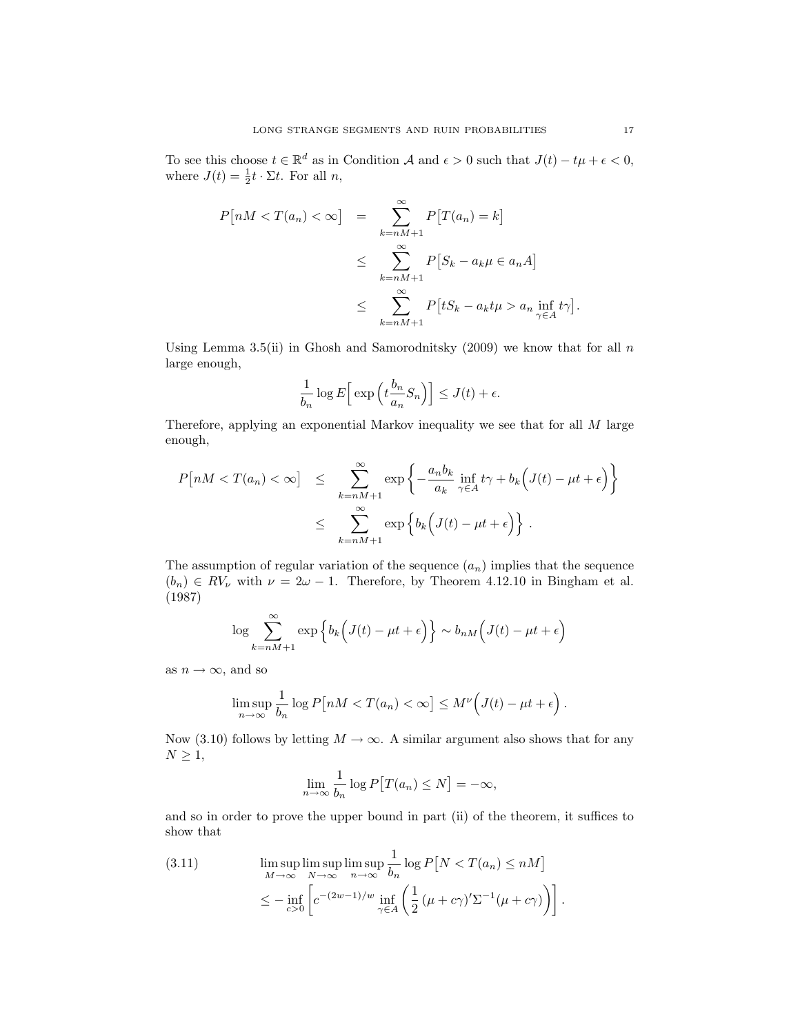To see this choose $t \in \mathbb{R}^d$ as in Condition $\mathcal{A}$ and $\epsilon > 0$ such that $J(t) - t\mu + \epsilon < 0$, where $J(t) = \frac{1}{2} t \cdot \Sigma t$. For all $n$,

$$
\begin{aligned}
P\big[nM < T(a_n) < \infty\big] &= \sum_{k=nM+1}^{\infty} P\big[T(a_n) = k\big] \\
&\leq \sum_{k=nM+1}^{\infty} P\big[S_k - a_k \mu \in a_n A\big] \\
&\leq \sum_{k=nM+1}^{\infty} P\big[t S_k - a_k t\mu > a_n \inf_{\gamma \in A} t\gamma\big].
\end{aligned}
$$

Using Lemma 3.5(ii) in Ghosh and Samorodnitsky (2009) we know that for all $n$ large enough,

$$
\frac{1}{b_n} \log E\Big[\exp\Big(t \frac{b_n}{a_n} S_n\Big)\Big] \leq J(t) + \epsilon.
$$

Therefore, applying an exponential Markov inequality we see that for all $M$ large enough,

$$
\begin{aligned}
P\big[nM < T(a_n) < \infty\big] &\leq \sum_{k=nM+1}^{\infty} \exp\Big\{-\frac{a_n b_k}{a_k} \inf_{\gamma \in A} t\gamma + b_k\Big(J(t) - \mu t + \epsilon\Big)\Big\} \\
&\leq \sum_{k=nM+1}^{\infty} \exp\Big\{b_k\Big(J(t) - \mu t + \epsilon\Big)\Big\}\,.
\end{aligned}
$$

The assumption of regular variation of the sequence $(a_n)$ implies that the sequence $(b_n) \in RV_\nu$ with $\nu = 2\omega - 1$. Therefore, by Theorem 4.12.10 in Bingham et al. (1987)

$$
\log \sum_{k=nM+1}^{\infty} \exp\Big\{b_k\Big(J(t) - \mu t + \epsilon\Big)\Big\} \sim b_{nM}\Big(J(t) - \mu t + \epsilon\Big)
$$

as $n \to \infty$, and so

$$
\limsup_{n \to \infty} \frac{1}{b_n} \log P\big[nM < T(a_n) < \infty\big] \leq M^\nu\Big(J(t) - \mu t + \epsilon\Big)\,.
$$

Now (3.10) follows by letting $M \to \infty$. A similar argument also shows that for any $N \geq 1$,

$$
\lim_{n \to \infty} \frac{1}{b_n} \log P\big[T(a_n) \leq N\big] = -\infty,
$$

and so in order to prove the upper bound in part (ii) of the theorem, it suffices to show that

$$
\begin{aligned}
&\limsup_{M \to \infty} \limsup_{N \to \infty} \limsup_{n \to \infty} \frac{1}{b_n} \log P\big[N < T(a_n) \leq nM\big] \\
&\leq -\inf_{c > 0} \left[c^{-(2w-1)/w} \inf_{\gamma \in A} \left(\frac{1}{2}\,(\mu + c\gamma)' \Sigma^{-1} (\mu + c\gamma)\right)\right]. \qquad (3.11)
\end{aligned}
$$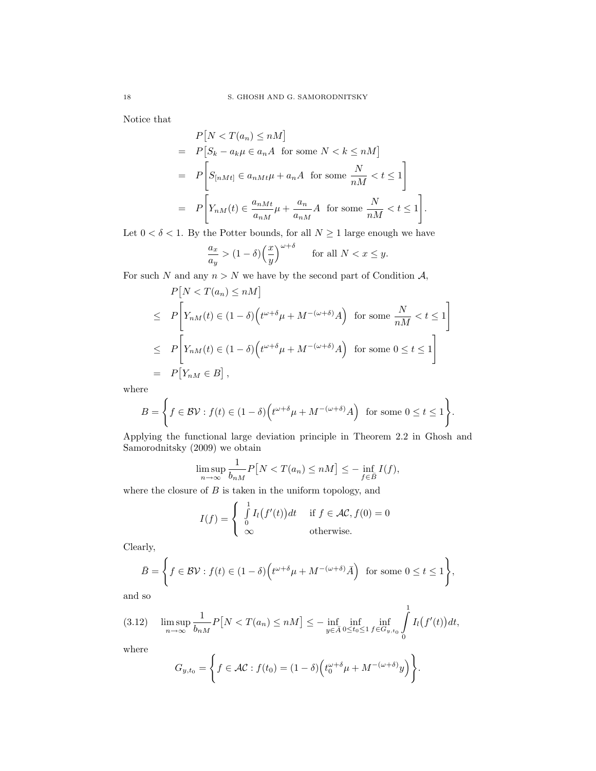Notice that

$$
\begin{aligned}
& P\big[N < T(a_n) \le nM\big] \\
= \;& P\big[S_k - a_k\mu \in a_n A \;\text{ for some } N < k \le nM\big] \\
= \;& P\left[S_{[nMt]} \in a_{nMt}\mu + a_n A \;\text{ for some } \frac{N}{nM} < t \le 1\right] \\
= \;& P\left[Y_{nM}(t) \in \frac{a_{nMt}}{a_{nM}}\mu + \frac{a_n}{a_{nM}} A \;\text{ for some } \frac{N}{nM} < t \le 1\right].
\end{aligned}
$$

Let $0 < \delta < 1$. By the Potter bounds, for all $N \ge 1$ large enough we have

$$
\frac{a_x}{a_y} > (1-\delta)\Big(\frac{x}{y}\Big)^{\omega+\delta} \qquad \text{for all } N < x \le y.
$$

For such $N$ and any $n > N$ we have by the second part of Condition $\mathcal{A}$,

$$
\begin{aligned}
& P\big[N < T(a_n) \le nM\big] \\
\le \;& P\left[Y_{nM}(t) \in (1-\delta)\Big(t^{\omega+\delta}\mu + M^{-(\omega+\delta)}A\Big) \;\text{ for some } \frac{N}{nM} < t \le 1\right] \\
\le \;& P\left[Y_{nM}(t) \in (1-\delta)\Big(t^{\omega+\delta}\mu + M^{-(\omega+\delta)}A\Big) \;\text{ for some } 0 \le t \le 1\right] \\
= \;& P\big[Y_{nM} \in B\big]\,,
\end{aligned}
$$

where

$$
B = \left\{ f \in \mathcal{BV} : f(t) \in (1-\delta)\Big(t^{\omega+\delta}\mu + M^{-(\omega+\delta)}A\Big) \;\text{ for some } 0 \le t \le 1 \right\}.
$$

Applying the functional large deviation principle in Theorem 2.2 in Ghosh and Samorodnitsky (2009) we obtain

$$
\limsup_{n\to\infty} \frac{1}{b_{nM}} P\big[N < T(a_n) \le nM\big] \le -\inf_{f \in \bar{B}} I(f),
$$

where the closure of $B$ is taken in the uniform topology, and

$$
I(f) = \begin{cases} \int_0^1 I_l\big(f'(t)\big)dt & \text{if } f \in \mathcal{AC}, f(0) = 0 \\ \infty & \text{otherwise.} \end{cases}
$$

Clearly,

$$
\bar{B} = \left\{ f \in \mathcal{BV} : f(t) \in (1-\delta)\Big(t^{\omega+\delta}\mu + M^{-(\omega+\delta)}\bar{A}\Big) \;\text{ for some } 0 \le t \le 1 \right\},
$$

and so

$$
\limsup_{n\to\infty} \frac{1}{b_{nM}} P\big[N < T(a_n) \le nM\big] \le -\inf_{y \in \bar{A}} \inf_{0 \le t_0 \le 1} \inf_{f \in G_{y,t_0}} \int_0^1 I_l\big(f'(t)\big)dt, \tag{3.12}
$$

where

$$
G_{y,t_0} = \left\{ f \in \mathcal{AC} : f(t_0) = (1-\delta)\Big(t_0^{\omega+\delta}\mu + M^{-(\omega+\delta)}y\Big) \right\}.
$$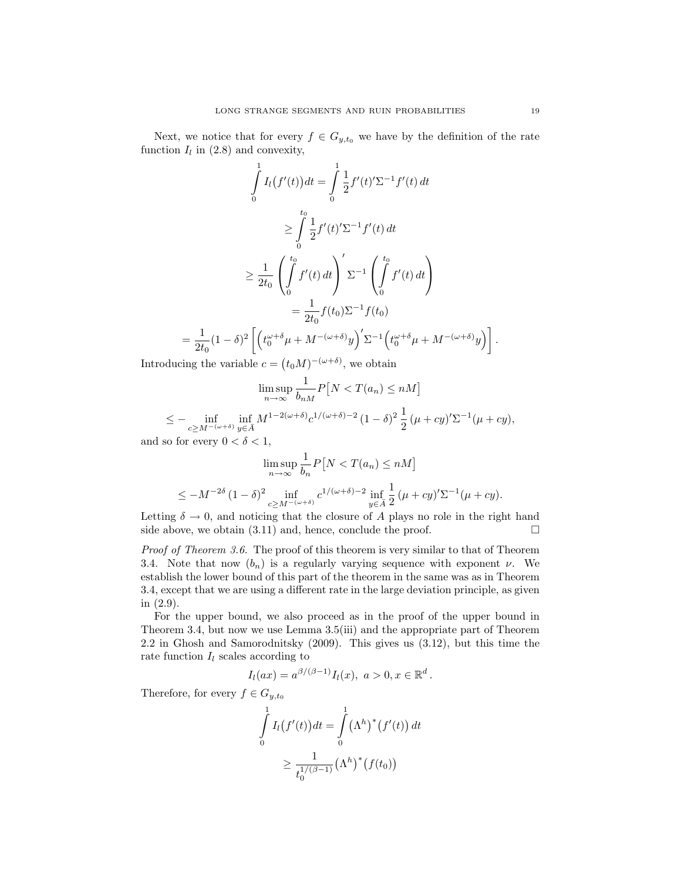Next, we notice that for every $f \in G_{y,t_0}$ we have by the definition of the rate function $I_l$ in (2.8) and convexity,

$$
\begin{aligned}
\int_0^1 I_l\big(f'(t)\big)dt &= \int_0^1 \frac{1}{2} f'(t)'\Sigma^{-1} f'(t)\, dt \\
&\geq \int_0^{t_0} \frac{1}{2} f'(t)'\Sigma^{-1} f'(t)\, dt \\
&\geq \frac{1}{2t_0} \left( \int_0^{t_0} f'(t)\, dt \right)' \Sigma^{-1} \left( \int_0^{t_0} f'(t)\, dt \right) \\
&= \frac{1}{2t_0} f(t_0)\Sigma^{-1} f(t_0) \\
= \frac{1}{2t_0}(1-\delta)^2 & \left[ \Big( t_0^{\omega+\delta}\mu + M^{-(\omega+\delta)} y \Big)' \Sigma^{-1} \Big( t_0^{\omega+\delta}\mu + M^{-(\omega+\delta)} y \Big) \right].
\end{aligned}
$$

Introducing the variable $c = \big(t_0 M\big)^{-(\omega+\delta)}$, we obtain

$$
\limsup_{n\to\infty} \frac{1}{b_{nM}} P\big[N < T(a_n) \leq nM\big]
$$

$$
\leq - \inf_{c \geq M^{-(\omega+\delta)}} \inf_{y \in \bar{A}} M^{1-2(\omega+\delta)} c^{1/(\omega+\delta)-2} \, (1-\delta)^2 \, \frac{1}{2} \, (\mu + cy)'\Sigma^{-1}(\mu + cy),
$$

and so for every $0 < \delta < 1$,

$$
\limsup_{n\to\infty} \frac{1}{b_n} P\big[N < T(a_n) \leq nM\big]
$$

$$
\leq -M^{-2\delta} \, (1-\delta)^2 \inf_{c \geq M^{-(\omega+\delta)}} c^{1/(\omega+\delta)-2} \inf_{y\in\bar{A}} \frac{1}{2} \, (\mu + cy)'\Sigma^{-1}(\mu + cy).
$$

Letting $\delta \to 0$, and noticing that the closure of $A$ plays no role in the right hand side above, we obtain (3.11) and, hence, conclude the proof. $\square$

*Proof of Theorem 3.6.* The proof of this theorem is very similar to that of Theorem 3.4. Note that now $(b_n)$ is a regularly varying sequence with exponent $\nu$. We establish the lower bound of this part of the theorem in the same was as in Theorem 3.4, except that we are using a different rate in the large deviation principle, as given in (2.9).

For the upper bound, we also proceed as in the proof of the upper bound in Theorem 3.4, but now we use Lemma 3.5(iii) and the appropriate part of Theorem 2.2 in Ghosh and Samorodnitsky (2009). This gives us (3.12), but this time the rate function $I_l$ scales according to

$$
I_l(ax) = a^{\beta/(\beta-1)} I_l(x), \; a > 0, x \in \mathbb{R}^d \, .
$$

Therefore, for every $f \in G_{y,t_0}$

$$
\begin{aligned}
\int_0^1 I_l\big(f'(t)\big)dt &= \int_0^1 \big(\Lambda^h\big)^*\big(f'(t)\big)\, dt \\
&\geq \frac{1}{t_0^{1/(\beta-1)}} \big(\Lambda^h\big)^*\big(f(t_0)\big)
\end{aligned}
$$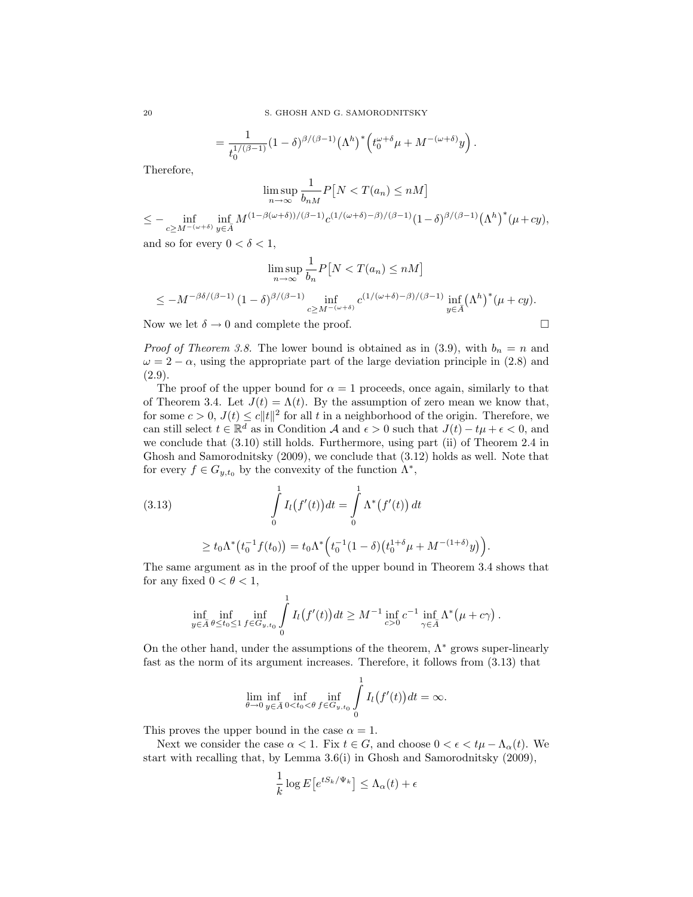$$= \frac{1}{t_0^{1/(\beta-1)}}(1-\delta)^{\beta/(\beta-1)}\big(\Lambda^h\big)^*\Big(t_0^{\omega+\delta}\mu + M^{-(\omega+\delta)}y\Big)\,.$$

Therefore,

$$\limsup_{n\to\infty}\frac{1}{b_{nM}}P\big[N < T(a_n) \le nM\big]$$

$$\le -\inf_{c\ge M^{-(\omega+\delta)}}\inf_{y\in\bar{A}} M^{(1-\beta(\omega+\delta))/(\beta-1)}c^{(1/(\omega+\delta)-\beta)/(\beta-1)}(1-\delta)^{\beta/(\beta-1)}\big(\Lambda^h\big)^*(\mu+cy),$$

and so for every $0<\delta<1$,

$$\limsup_{n\to\infty}\frac{1}{b_n}P\big[N < T(a_n) \le nM\big]$$

$$\le -M^{-\beta\delta/(\beta-1)}\,(1-\delta)^{\beta/(\beta-1)}\inf_{c\ge M^{-(\omega+\delta)}} c^{(1/(\omega+\delta)-\beta)/(\beta-1)}\inf_{y\in\bar{A}}\big(\Lambda^h\big)^*(\mu+cy).$$

Now we let $\delta\to 0$ and complete the proof. □

*Proof of Theorem 3.8.* The lower bound is obtained as in (3.9), with $b_n = n$ and $\omega = 2-\alpha$, using the appropriate part of the large deviation principle in (2.8) and (2.9).

The proof of the upper bound for $\alpha = 1$ proceeds, once again, similarly to that of Theorem 3.4. Let $J(t) = \Lambda(t)$. By the assumption of zero mean we know that, for some $c>0$, $J(t)\le c\|t\|^2$ for all $t$ in a neighborhood of the origin. Therefore, we can still select $t\in\mathbb{R}^d$ as in Condition $\mathcal{A}$ and $\epsilon>0$ such that $J(t) - t\mu + \epsilon < 0$, and we conclude that (3.10) still holds. Furthermore, using part (ii) of Theorem 2.4 in Ghosh and Samorodnitsky (2009), we conclude that (3.12) holds as well. Note that for every $f\in G_{y,t_0}$ by the convexity of the function $\Lambda^*$,

$$\int_0^1 I_l\big(f'(t)\big)dt = \int_0^1 \Lambda^*\big(f'(t)\big)\,dt \tag{3.13}$$

$$\ge t_0\Lambda^*\big(t_0^{-1}f(t_0)\big) = t_0\Lambda^*\Big(t_0^{-1}(1-\delta)\big(t_0^{1+\delta}\mu + M^{-(1+\delta)}y\big)\Big).$$

The same argument as in the proof of the upper bound in Theorem 3.4 shows that for any fixed $0<\theta<1$,

$$\inf_{y\in\bar{A}}\inf_{\theta\le t_0\le 1}\inf_{f\in G_{y,t_0}}\int_0^1 I_l\big(f'(t)\big)dt \ge M^{-1}\inf_{c>0}c^{-1}\inf_{\gamma\in\bar{A}}\Lambda^*\big(\mu+c\gamma\big)\,.$$

On the other hand, under the assumptions of the theorem, $\Lambda^*$ grows super-linearly fast as the norm of its argument increases. Therefore, it follows from (3.13) that

$$\lim_{\theta\to 0}\inf_{y\in\bar{A}}\inf_{0<t_0<\theta}\inf_{f\in G_{y,t_0}}\int_0^1 I_l\big(f'(t)\big)dt = \infty.$$

This proves the upper bound in the case $\alpha = 1$.

Next we consider the case $\alpha<1$. Fix $t\in G$, and choose $0<\epsilon<t\mu - \Lambda_\alpha(t)$. We start with recalling that, by Lemma 3.6(i) in Ghosh and Samorodnitsky (2009),

$$\frac{1}{k}\log E\big[e^{tS_k/\Psi_k}\big] \le \Lambda_\alpha(t) + \epsilon$$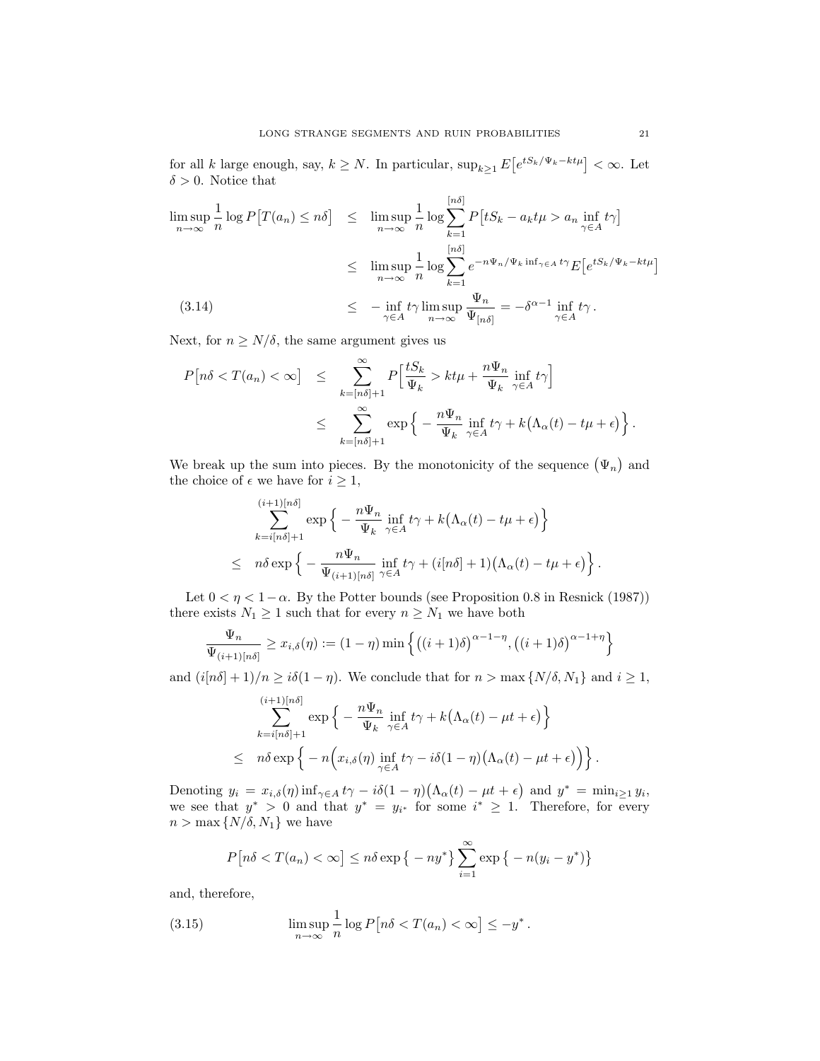for all $k$ large enough, say, $k \geq N$. In particular, $\sup_{k\geq 1} E\big[e^{tS_k/\Psi_k - kt\mu}\big] < \infty$. Let $\delta > 0$. Notice that

$$
\begin{aligned}
\limsup_{n\to\infty} \frac{1}{n} \log P\big[T(a_n) \leq n\delta\big] &\leq \limsup_{n\to\infty} \frac{1}{n} \log \sum_{k=1}^{[n\delta]} P\big[tS_k - a_k t\mu > a_n \inf_{\gamma\in A} t\gamma\big] \\
&\leq \limsup_{n\to\infty} \frac{1}{n} \log \sum_{k=1}^{[n\delta]} e^{-n\Psi_n/\Psi_k \inf_{\gamma\in A} t\gamma} E\big[e^{tS_k/\Psi_k - kt\mu}\big] \\
&\leq -\inf_{\gamma\in A} t\gamma \limsup_{n\to\infty} \frac{\Psi_n}{\Psi_{[n\delta]}} = -\delta^{\alpha-1} \inf_{\gamma\in A} t\gamma\,. \qquad (3.14)
\end{aligned}
$$

Next, for $n \geq N/\delta$, the same argument gives us

$$
\begin{aligned}
P\big[n\delta < T(a_n) < \infty\big] &\leq \sum_{k=[n\delta]+1}^{\infty} P\Big[\frac{tS_k}{\Psi_k} > kt\mu + \frac{n\Psi_n}{\Psi_k} \inf_{\gamma\in A} t\gamma\Big] \\
&\leq \sum_{k=[n\delta]+1}^{\infty} \exp\Big\{-\frac{n\Psi_n}{\Psi_k} \inf_{\gamma\in A} t\gamma + k\big(\Lambda_\alpha(t) - t\mu + \epsilon\big)\Big\}\,.
\end{aligned}
$$

We break up the sum into pieces. By the monotonicity of the sequence $\big(\Psi_n\big)$ and the choice of $\epsilon$ we have for $i \geq 1$,

$$
\begin{aligned}
&\sum_{k=i[n\delta]+1}^{(i+1)[n\delta]} \exp\Big\{-\frac{n\Psi_n}{\Psi_k} \inf_{\gamma\in A} t\gamma + k\big(\Lambda_\alpha(t) - t\mu + \epsilon\big)\Big\} \\
\leq\ & n\delta \exp\Big\{-\frac{n\Psi_n}{\Psi_{(i+1)[n\delta]}} \inf_{\gamma\in A} t\gamma + (i[n\delta]+1)\big(\Lambda_\alpha(t) - t\mu + \epsilon\big)\Big\}\,.
\end{aligned}
$$

Let $0 < \eta < 1-\alpha$. By the Potter bounds (see Proposition 0.8 in Resnick (1987)) there exists $N_1 \geq 1$ such that for every $n \geq N_1$ we have both

$$
\frac{\Psi_n}{\Psi_{(i+1)[n\delta]}} \geq x_{i,\delta}(\eta) := (1-\eta)\min\Big\{\big((i+1)\delta\big)^{\alpha-1-\eta}, \big((i+1)\delta\big)^{\alpha-1+\eta}\Big\}
$$

and $(i[n\delta]+1)/n \geq i\delta(1-\eta)$. We conclude that for $n > \max\{N/\delta, N_1\}$ and $i \geq 1$,

$$
\begin{aligned}
&\sum_{k=i[n\delta]+1}^{(i+1)[n\delta]} \exp\Big\{-\frac{n\Psi_n}{\Psi_k} \inf_{\gamma\in A} t\gamma + k\big(\Lambda_\alpha(t) - \mu t + \epsilon\big)\Big\} \\
\leq\ & n\delta \exp\Big\{-n\Big(x_{i,\delta}(\eta) \inf_{\gamma\in A} t\gamma - i\delta(1-\eta)\big(\Lambda_\alpha(t) - \mu t + \epsilon\big)\Big)\Big\}\,.
\end{aligned}
$$

Denoting $y_i = x_{i,\delta}(\eta)\inf_{\gamma\in A} t\gamma - i\delta(1-\eta)\big(\Lambda_\alpha(t) - \mu t + \epsilon\big)$ and $y^* = \min_{i\geq 1} y_i$, we see that $y^* > 0$ and that $y^* = y_{i^*}$ for some $i^* \geq 1$. Therefore, for every $n > \max\{N/\delta, N_1\}$ we have

$$
P\big[n\delta < T(a_n) < \infty\big] \leq n\delta \exp\big\{-ny^*\big\} \sum_{i=1}^{\infty} \exp\big\{-n(y_i - y^*)\big\}
$$

and, therefore,

$$
\limsup_{n\to\infty} \frac{1}{n} \log P\big[n\delta < T(a_n) < \infty\big] \leq -y^*\,. \qquad (3.15)
$$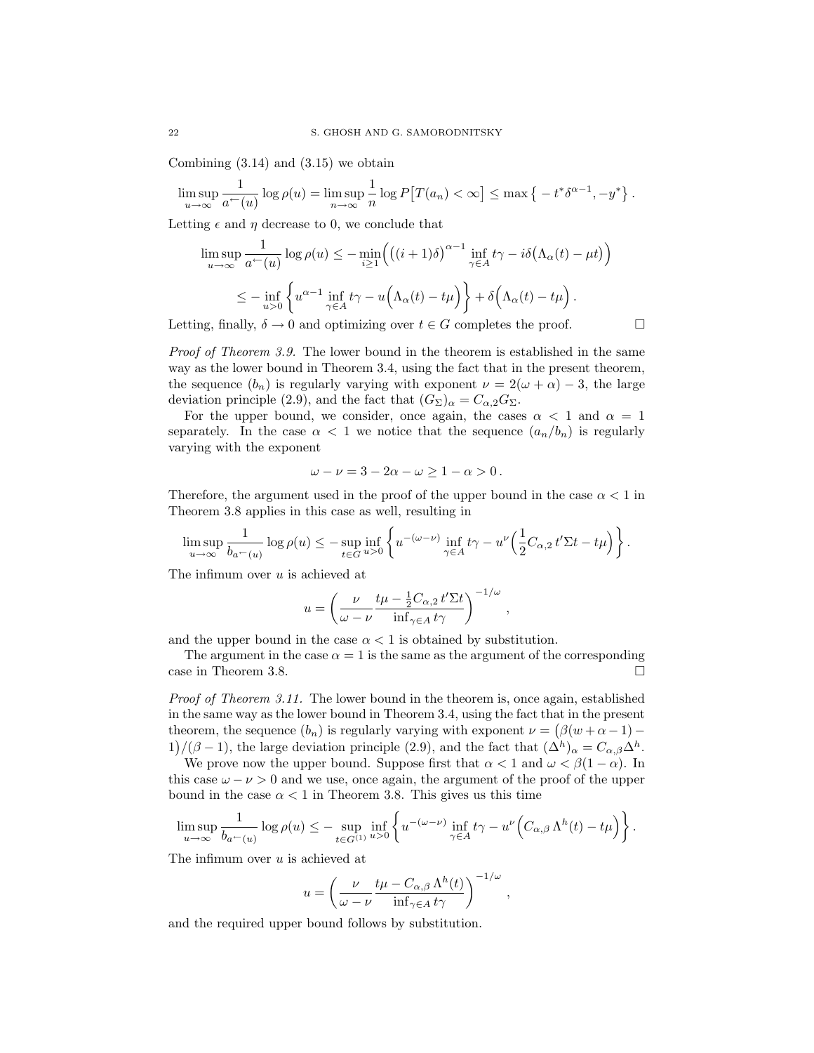Combining (3.14) and (3.15) we obtain

$$\limsup_{u\to\infty} \frac{1}{a^{\leftarrow}(u)} \log \rho(u) = \limsup_{n\to\infty} \frac{1}{n} \log P\big[T(a_n) < \infty\big] \le \max\big\{ -t^*\delta^{\alpha-1}, -y^*\big\}\,.$$

Letting $\epsilon$ and $\eta$ decrease to 0, we conclude that

$$\limsup_{u\to\infty} \frac{1}{a^{\leftarrow}(u)} \log \rho(u) \le -\min_{i\ge 1}\Big(\big((i+1)\delta\big)^{\alpha-1} \inf_{\gamma\in A} t\gamma - i\delta\big(\Lambda_\alpha(t) - \mu t\big)\Big)$$

$$\le -\inf_{u>0}\left\{ u^{\alpha-1}\inf_{\gamma\in A} t\gamma - u\Big(\Lambda_\alpha(t) - t\mu\Big)\right\} + \delta\Big(\Lambda_\alpha(t) - t\mu\Big)\,.$$

Letting, finally, $\delta \to 0$ and optimizing over $t\in G$ completes the proof. $\square$

*Proof of Theorem 3.9.* The lower bound in the theorem is established in the same way as the lower bound in Theorem 3.4, using the fact that in the present theorem, the sequence $(b_n)$ is regularly varying with exponent $\nu = 2(\omega+\alpha) - 3$, the large deviation principle (2.9), and the fact that $(G_\Sigma)_\alpha = C_{\alpha,2} G_\Sigma$.

For the upper bound, we consider, once again, the cases $\alpha < 1$ and $\alpha = 1$ separately. In the case $\alpha < 1$ we notice that the sequence $(a_n/b_n)$ is regularly varying with the exponent

$$\omega - \nu = 3 - 2\alpha - \omega \ge 1 - \alpha > 0\,.$$

Therefore, the argument used in the proof of the upper bound in the case $\alpha < 1$ in Theorem 3.8 applies in this case as well, resulting in

$$\limsup_{u\to\infty} \frac{1}{b_{a^{\leftarrow}(u)}} \log \rho(u) \le -\sup_{t\in G}\inf_{u>0}\left\{ u^{-(\omega-\nu)}\inf_{\gamma\in A} t\gamma - u^{\nu}\Big(\frac{1}{2}C_{\alpha,2}\, t'\Sigma t - t\mu\Big)\right\}.$$

The infimum over $u$ is achieved at

$$u = \left(\frac{\nu}{\omega-\nu}\frac{t\mu - \frac{1}{2}C_{\alpha,2}\, t'\Sigma t}{\inf_{\gamma\in A} t\gamma}\right)^{-1/\omega},$$

and the upper bound in the case $\alpha < 1$ is obtained by substitution.

The argument in the case $\alpha = 1$ is the same as the argument of the corresponding case in Theorem 3.8. $\square$

*Proof of Theorem 3.11.* The lower bound in the theorem is, once again, established in the same way as the lower bound in Theorem 3.4, using the fact that in the present theorem, the sequence $(b_n)$ is regularly varying with exponent $\nu = \big(\beta(w+\alpha-1) - 1\big)/(\beta-1)$, the large deviation principle (2.9), and the fact that $(\Delta^h)_\alpha = C_{\alpha,\beta}\Delta^h$.

We prove now the upper bound. Suppose first that $\alpha < 1$ and $\omega < \beta(1-\alpha)$. In this case $\omega - \nu > 0$ and we use, once again, the argument of the proof of the upper bound in the case $\alpha < 1$ in Theorem 3.8. This gives us this time

$$\limsup_{u\to\infty} \frac{1}{b_{a^{\leftarrow}(u)}} \log \rho(u) \le -\sup_{t\in G^{(1)}}\inf_{u>0}\left\{ u^{-(\omega-\nu)}\inf_{\gamma\in A} t\gamma - u^{\nu}\Big(C_{\alpha,\beta}\,\Lambda^h(t) - t\mu\Big)\right\}.$$

The infimum over $u$ is achieved at

$$u = \left(\frac{\nu}{\omega-\nu}\frac{t\mu - C_{\alpha,\beta}\,\Lambda^h(t)}{\inf_{\gamma\in A} t\gamma}\right)^{-1/\omega},$$

and the required upper bound follows by substitution.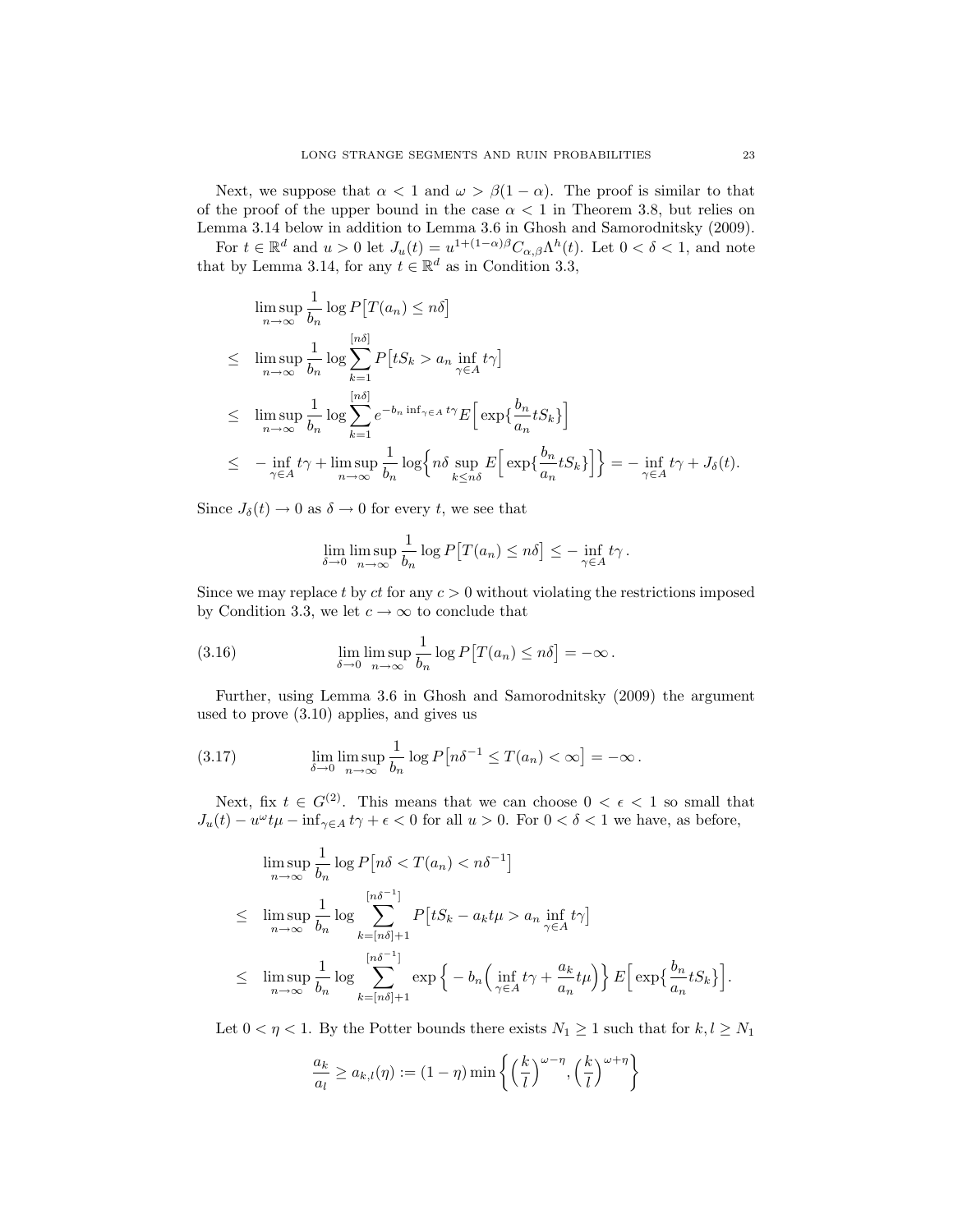Next, we suppose that $\alpha < 1$ and $\omega > \beta(1-\alpha)$. The proof is similar to that of the proof of the upper bound in the case $\alpha < 1$ in Theorem 3.8, but relies on Lemma 3.14 below in addition to Lemma 3.6 in Ghosh and Samorodnitsky (2009).

For $t \in \mathbb{R}^d$ and $u > 0$ let $J_u(t) = u^{1+(1-\alpha)\beta} C_{\alpha,\beta} \Lambda^h(t)$. Let $0 < \delta < 1$, and note that by Lemma 3.14, for any $t \in \mathbb{R}^d$ as in Condition 3.3,

$$
\begin{aligned}
&\limsup_{n\to\infty} \frac{1}{b_n} \log P\big[T(a_n) \le n\delta\big] \\
\le \;& \limsup_{n\to\infty} \frac{1}{b_n} \log \sum_{k=1}^{[n\delta]} P\big[tS_k > a_n \inf_{\gamma\in A} t\gamma\big] \\
\le \;& \limsup_{n\to\infty} \frac{1}{b_n} \log \sum_{k=1}^{[n\delta]} e^{-b_n \inf_{\gamma\in A} t\gamma} E\Big[\exp\{\frac{b_n}{a_n} tS_k\}\Big] \\
\le \;& -\inf_{\gamma\in A} t\gamma + \limsup_{n\to\infty} \frac{1}{b_n} \log\Big\{ n\delta \sup_{k\le n\delta} E\Big[\exp\{\frac{b_n}{a_n} tS_k\}\Big]\Big\} = -\inf_{\gamma\in A} t\gamma + J_\delta(t).
\end{aligned}
$$

Since $J_\delta(t) \to 0$ as $\delta \to 0$ for every $t$, we see that

$$
\lim_{\delta\to 0} \limsup_{n\to\infty} \frac{1}{b_n} \log P\big[T(a_n) \le n\delta\big] \le -\inf_{\gamma\in A} t\gamma\,.
$$

Since we may replace $t$ by $ct$ for any $c > 0$ without violating the restrictions imposed by Condition 3.3, we let $c \to \infty$ to conclude that

$$
\lim_{\delta\to 0} \limsup_{n\to\infty} \frac{1}{b_n} \log P\big[T(a_n) \le n\delta\big] = -\infty\,. \tag{3.16}
$$

Further, using Lemma 3.6 in Ghosh and Samorodnitsky (2009) the argument used to prove (3.10) applies, and gives us

$$
\lim_{\delta\to 0} \limsup_{n\to\infty} \frac{1}{b_n} \log P\big[n\delta^{-1} \le T(a_n) < \infty\big] = -\infty\,. \tag{3.17}
$$

Next, fix $t \in G^{(2)}$. This means that we can choose $0 < \epsilon < 1$ so small that $J_u(t) - u^\omega t\mu - \inf_{\gamma\in A} t\gamma + \epsilon < 0$ for all $u > 0$. For $0 < \delta < 1$ we have, as before,

$$
\begin{aligned}
&\limsup_{n\to\infty} \frac{1}{b_n} \log P\big[n\delta < T(a_n) < n\delta^{-1}\big] \\
\le \;& \limsup_{n\to\infty} \frac{1}{b_n} \log \sum_{k=[n\delta]+1}^{[n\delta^{-1}]} P\big[tS_k - a_k t\mu > a_n \inf_{\gamma\in A} t\gamma\big] \\
\le \;& \limsup_{n\to\infty} \frac{1}{b_n} \log \sum_{k=[n\delta]+1}^{[n\delta^{-1}]} \exp\Big\{ -b_n\Big(\inf_{\gamma\in A} t\gamma + \frac{a_k}{a_n} t\mu\Big)\Big\} E\Big[\exp\{\frac{b_n}{a_n} tS_k\}\Big].
\end{aligned}
$$

Let $0 < \eta < 1$. By the Potter bounds there exists $N_1 \ge 1$ such that for $k, l \ge N_1$

$$
\frac{a_k}{a_l} \ge a_{k,l}(\eta) := (1-\eta) \min\Big\{ \Big(\frac{k}{l}\Big)^{\omega-\eta}, \Big(\frac{k}{l}\Big)^{\omega+\eta} \Big\}
$$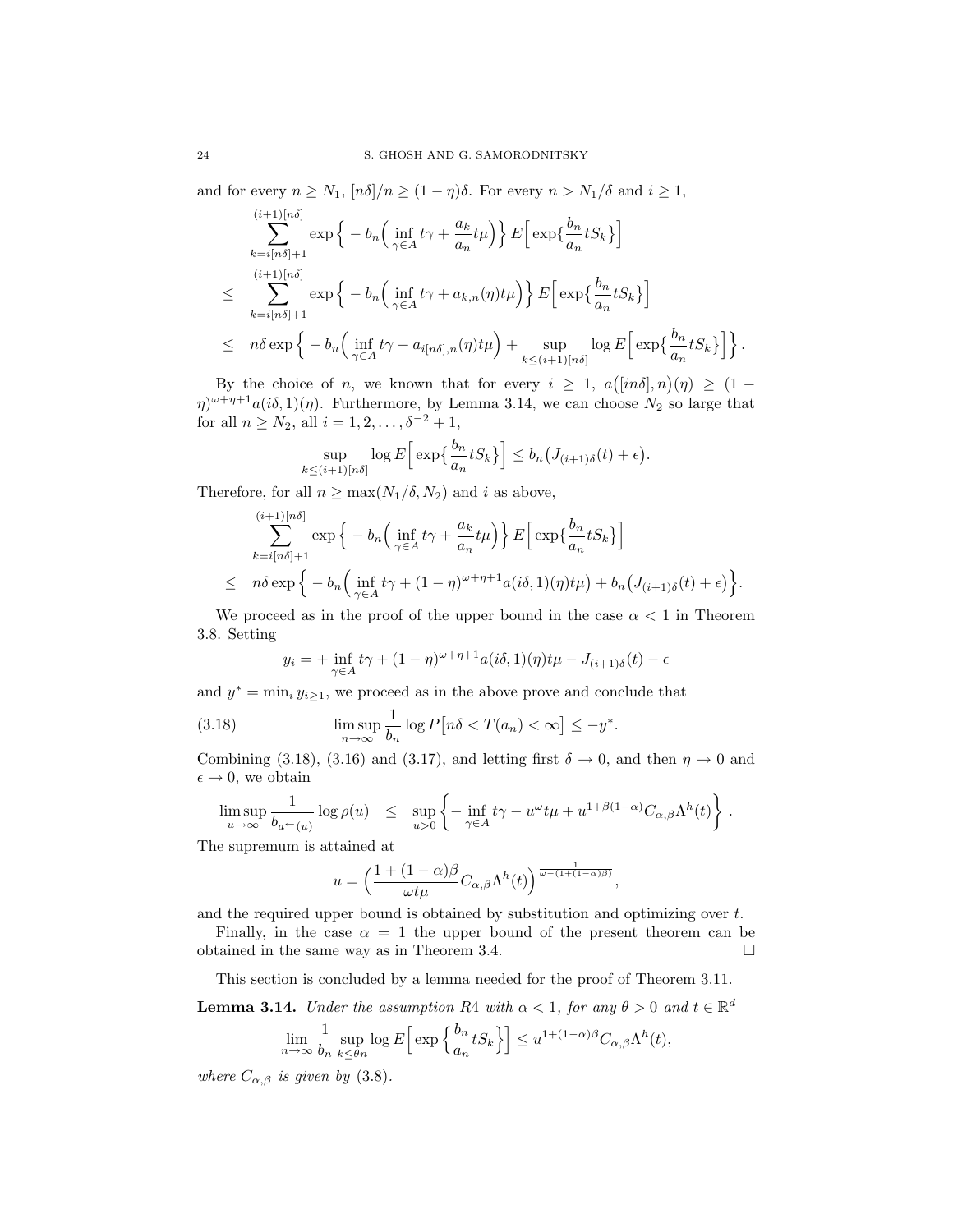and for every $n \geq N_1$, $[n\delta]/n \geq (1-\eta)\delta$. For every $n > N_1/\delta$ and $i \geq 1$,

$$
\begin{aligned}
& \sum_{k=i[n\delta]+1}^{(i+1)[n\delta]} \exp\Big\{ -b_n\Big( \inf_{\gamma\in A} t\gamma + \frac{a_k}{a_n} t\mu\Big)\Big\} E\Big[\exp\{\frac{b_n}{a_n} tS_k\}\Big] \\
\leq\ & \sum_{k=i[n\delta]+1}^{(i+1)[n\delta]} \exp\Big\{ -b_n\Big( \inf_{\gamma\in A} t\gamma + a_{k,n}(\eta) t\mu\Big)\Big\} E\Big[\exp\{\frac{b_n}{a_n} tS_k\}\Big] \\
\leq\ & n\delta \exp\Big\{ -b_n\Big( \inf_{\gamma\in A} t\gamma + a_{i[n\delta],n}(\eta) t\mu\Big) + \sup_{k\leq (i+1)[n\delta]} \log E\Big[\exp\{\frac{b_n}{a_n} tS_k\}\Big]\Big\}.
\end{aligned}
$$

By the choice of $n$, we known that for every $i \geq 1$, $a\big([in\delta],n\big)(\eta) \geq (1-\eta)^{\omega+\eta+1} a(i\delta,1)(\eta)$. Furthermore, by Lemma 3.14, we can choose $N_2$ so large that for all $n \geq N_2$, all $i = 1, 2, \ldots, \delta^{-2}+1$,

$$
\sup_{k\leq (i+1)[n\delta]} \log E\Big[\exp\{\frac{b_n}{a_n} tS_k\}\Big] \leq b_n\big(J_{(i+1)\delta}(t) + \epsilon\big).
$$

Therefore, for all $n \geq \max(N_1/\delta, N_2)$ and $i$ as above,

$$
\begin{aligned}
& \sum_{k=i[n\delta]+1}^{(i+1)[n\delta]} \exp\Big\{ -b_n\Big( \inf_{\gamma\in A} t\gamma + \frac{a_k}{a_n} t\mu\Big)\Big\} E\Big[\exp\{\frac{b_n}{a_n} tS_k\}\Big] \\
\leq\ & n\delta \exp\Big\{ -b_n\Big( \inf_{\gamma\in A} t\gamma + (1-\eta)^{\omega+\eta+1} a(i\delta,1)(\eta) t\mu\Big) + b_n\big(J_{(i+1)\delta}(t) + \epsilon\big)\Big\}.
\end{aligned}
$$

We proceed as in the proof of the upper bound in the case $\alpha < 1$ in Theorem 3.8. Setting

$$
y_i = +\inf_{\gamma\in A} t\gamma + (1-\eta)^{\omega+\eta+1} a(i\delta,1)(\eta) t\mu - J_{(i+1)\delta}(t) - \epsilon
$$

and $y^* = \min_i y_{i\geq 1}$, we proceed as in the above prove and conclude that

$$
\limsup_{n\to\infty} \frac{1}{b_n} \log P\big[n\delta < T(a_n) < \infty\big] \leq -y^*. \tag{3.18}
$$

Combining (3.18), (3.16) and (3.17), and letting first $\delta \to 0$, and then $\eta \to 0$ and $\epsilon \to 0$, we obtain

$$
\limsup_{u\to\infty} \frac{1}{b_{a^{\leftarrow}(u)}} \log \rho(u) \leq \sup_{u>0} \Big\{ -\inf_{\gamma\in A} t\gamma - u^{\omega} t\mu + u^{1+\beta(1-\alpha)} C_{\alpha,\beta} \Lambda^h(t)\Big\}.
$$

The supremum is attained at

$$
u = \Big( \frac{1+(1-\alpha)\beta}{\omega t\mu} C_{\alpha,\beta} \Lambda^h(t)\Big)^{\frac{1}{\omega-(1+(1-\alpha)\beta)}},
$$

and the required upper bound is obtained by substitution and optimizing over $t$.

Finally, in the case $\alpha = 1$ the upper bound of the present theorem can be obtained in the same way as in Theorem 3.4. □

This section is concluded by a lemma needed for the proof of Theorem 3.11.

**Lemma 3.14.** *Under the assumption R4 with $\alpha < 1$, for any $\theta > 0$ and $t \in \mathbb{R}^d$*

$$
\lim_{n\to\infty} \frac{1}{b_n} \sup_{k\leq\theta n} \log E\Big[\exp\Big\{\frac{b_n}{a_n} tS_k\Big\}\Big] \leq u^{1+(1-\alpha)\beta} C_{\alpha,\beta} \Lambda^h(t),
$$

*where $C_{\alpha,\beta}$ is given by* (3.8).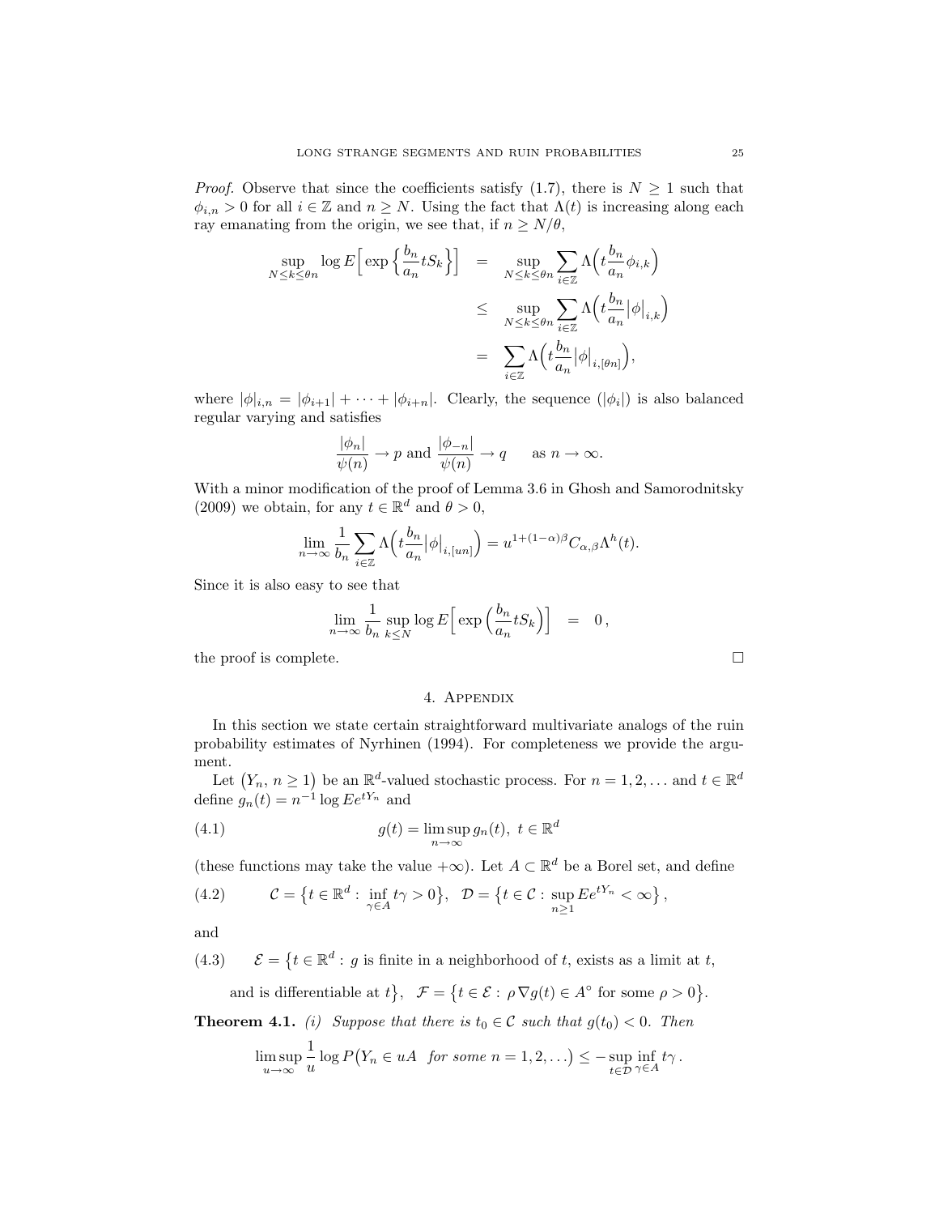*Proof.* Observe that since the coefficients satisfy (1.7), there is $N \geq 1$ such that $\phi_{i,n} > 0$ for all $i \in \mathbb{Z}$ and $n \geq N$. Using the fact that $\Lambda(t)$ is increasing along each ray emanating from the origin, we see that, if $n \geq N/\theta$,

$$
\begin{aligned}
\sup_{N \leq k \leq \theta n} \log E\Big[ \exp\Big\{ \frac{b_n}{a_n} t S_k \Big\} \Big] &= \sup_{N \leq k \leq \theta n} \sum_{i \in \mathbb{Z}} \Lambda\Big( t \frac{b_n}{a_n} \phi_{i,k} \Big) \\
&\leq \sup_{N \leq k \leq \theta n} \sum_{i \in \mathbb{Z}} \Lambda\Big( t \frac{b_n}{a_n} |\phi|_{i,k} \Big) \\
&= \sum_{i \in \mathbb{Z}} \Lambda\Big( t \frac{b_n}{a_n} |\phi|_{i,[\theta n]} \Big),
\end{aligned}
$$

where $|\phi|_{i,n} = |\phi_{i+1}| + \cdots + |\phi_{i+n}|$. Clearly, the sequence $(|\phi_i|)$ is also balanced regular varying and satisfies

$$
\frac{|\phi_n|}{\psi(n)} \to p \text{ and } \frac{|\phi_{-n}|}{\psi(n)} \to q \qquad \text{as } n \to \infty.
$$

With a minor modification of the proof of Lemma 3.6 in Ghosh and Samorodnitsky (2009) we obtain, for any $t \in \mathbb{R}^d$ and $\theta > 0$,

$$
\lim_{n \to \infty} \frac{1}{b_n} \sum_{i \in \mathbb{Z}} \Lambda\Big( t \frac{b_n}{a_n} |\phi|_{i,[un]} \Big) = u^{1+(1-\alpha)\beta} C_{\alpha,\beta} \Lambda^h(t).
$$

Since it is also easy to see that

$$
\lim_{n \to \infty} \frac{1}{b_n} \sup_{k \leq N} \log E\Big[ \exp\Big( \frac{b_n}{a_n} t S_k \Big) \Big] = 0,
$$

the proof is complete. $\square$

## 4. Appendix

In this section we state certain straightforward multivariate analogs of the ruin probability estimates of Nyrhinen (1994). For completeness we provide the argument.

Let $(Y_n,\, n \geq 1)$ be an $\mathbb{R}^d$-valued stochastic process. For $n = 1, 2, \ldots$ and $t \in \mathbb{R}^d$ define $g_n(t) = n^{-1} \log E e^{tY_n}$ and

$$
g(t) = \limsup_{n \to \infty} g_n(t),\ t \in \mathbb{R}^d \tag{4.1}
$$

(these functions may take the value $+\infty$). Let $A \subset \mathbb{R}^d$ be a Borel set, and define

$$
\mathcal{C} = \big\{ t \in \mathbb{R}^d :\ \inf_{\gamma \in A} t\gamma > 0 \big\},\quad \mathcal{D} = \big\{ t \in \mathcal{C} : \sup_{n \geq 1} E e^{tY_n} < \infty \big\}, \tag{4.2}
$$

and

$$
\mathcal{E} = \big\{ t \in \mathbb{R}^d : g \text{ is finite in a neighborhood of } t, \text{ exists as a limit at } t, \tag{4.3}
$$

$$
\text{and is differentiable at } t \big\},\quad \mathcal{F} = \big\{ t \in \mathcal{E} :\ \rho \nabla g(t) \in A^\circ \text{ for some } \rho > 0 \big\}.
$$

**Theorem 4.1.** *(i) Suppose that there is $t_0 \in \mathcal{C}$ such that $g(t_0) < 0$. Then*

$$
\limsup_{u \to \infty} \frac{1}{u} \log P\big( Y_n \in uA \ \text{ for some } n = 1, 2, \ldots \big) \leq - \sup_{t \in \mathcal{D}} \inf_{\gamma \in A} t\gamma \,.
$$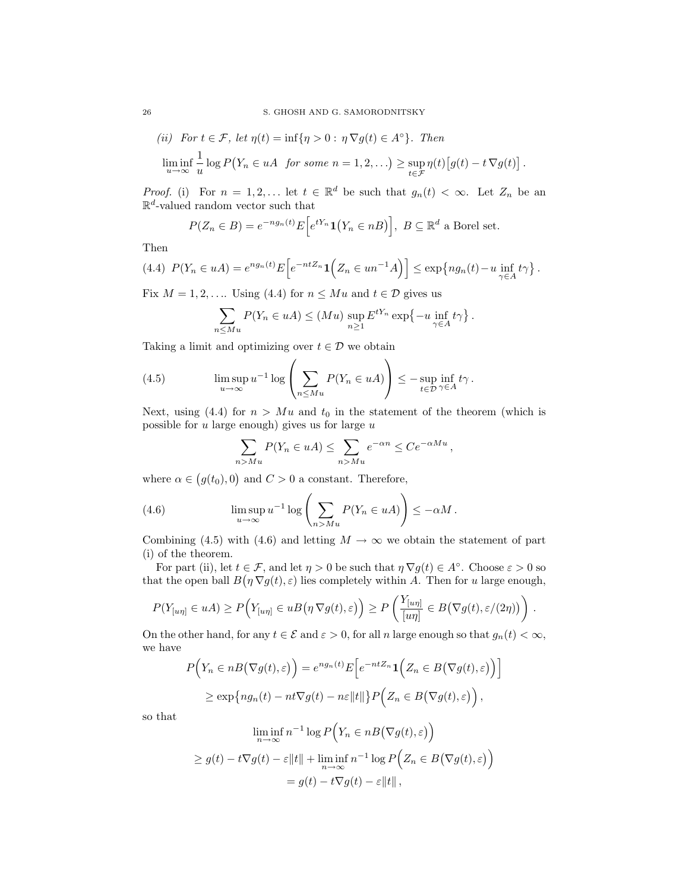*(ii) For $t \in \mathcal{F}$, let $\eta(t) = \inf\{\eta > 0 : \eta \nabla g(t) \in A^\circ\}$. Then*

$$\liminf_{u\to\infty} \frac{1}{u} \log P\big(Y_n \in uA \ \text{ for some } n = 1, 2, \ldots\big) \geq \sup_{t\in\mathcal{F}} \eta(t)\big[g(t) - t\,\nabla g(t)\big]\,.$$

*Proof.* (i) For $n = 1, 2, \ldots$ let $t \in \mathbb{R}^d$ be such that $g_n(t) < \infty$. Let $Z_n$ be an $\mathbb{R}^d$-valued random vector such that

$$P(Z_n \in B) = e^{-ng_n(t)} E\Big[e^{tY_n}\mathbf{1}\big(Y_n \in nB\big)\Big],\ B \subseteq \mathbb{R}^d \text{ a Borel set.}$$

Then

$$(4.4)\ \ P(Y_n \in uA) = e^{ng_n(t)} E\Big[e^{-ntZ_n}\mathbf{1}\Big(Z_n \in un^{-1}A\Big)\Big] \leq \exp\big\{ng_n(t) - u \inf_{\gamma\in A} t\gamma\big\}\,.$$

Fix $M = 1, 2, \ldots$. Using (4.4) for $n \leq Mu$ and $t \in \mathcal{D}$ gives us

$$\sum_{n\leq Mu} P(Y_n \in uA) \leq (Mu) \sup_{n\geq 1} E^{tY_n} \exp\big\{-u \inf_{\gamma\in A} t\gamma\big\}\,.$$

Taking a limit and optimizing over $t \in \mathcal{D}$ we obtain

$$(4.5) \qquad \limsup_{u\to\infty} u^{-1} \log\left(\sum_{n\leq Mu} P(Y_n \in uA)\right) \leq -\sup_{t\in\mathcal{D}} \inf_{\gamma\in A} t\gamma\,.$$

Next, using (4.4) for $n > Mu$ and $t_0$ in the statement of the theorem (which is possible for $u$ large enough) gives us for large $u$

$$\sum_{n>Mu} P(Y_n \in uA) \leq \sum_{n>Mu} e^{-\alpha n} \leq Ce^{-\alpha Mu}\,,$$

where $\alpha \in \big(g(t_0), 0\big)$ and $C > 0$ a constant. Therefore,

$$(4.6) \qquad \limsup_{u\to\infty} u^{-1} \log\left(\sum_{n>Mu} P(Y_n \in uA)\right) \leq -\alpha M\,.$$

Combining (4.5) with (4.6) and letting $M \to \infty$ we obtain the statement of part (i) of the theorem.

For part (ii), let $t \in \mathcal{F}$, and let $\eta > 0$ be such that $\eta \nabla g(t) \in A^\circ$. Choose $\varepsilon > 0$ so that the open ball $B\big(\eta \nabla g(t), \varepsilon\big)$ lies completely within $A$. Then for $u$ large enough,

$$P(Y_{[u\eta]} \in uA) \geq P\Big(Y_{[u\eta]} \in uB\big(\eta \nabla g(t), \varepsilon\big)\Big) \geq P\left(\frac{Y_{[u\eta]}}{[u\eta]} \in B\big(\nabla g(t), \varepsilon/(2\eta)\big)\right)\,.$$

On the other hand, for any $t \in \mathcal{E}$ and $\varepsilon > 0$, for all $n$ large enough so that $g_n(t) < \infty$, we have

$$\begin{aligned}
P\Big(Y_n \in nB\big(\nabla g(t), \varepsilon\big)\Big) &= e^{ng_n(t)} E\Big[e^{-ntZ_n}\mathbf{1}\Big(Z_n \in B\big(\nabla g(t), \varepsilon\big)\Big)\Big] \\
&\geq \exp\big\{ng_n(t) - nt\nabla g(t) - n\varepsilon\|t\|\big\} P\Big(Z_n \in B\big(\nabla g(t), \varepsilon\big)\Big)\,,
\end{aligned}$$

so that

$$\begin{aligned}
&\liminf_{n\to\infty} n^{-1} \log P\Big(Y_n \in nB\big(\nabla g(t), \varepsilon\big)\Big) \\
&\geq g(t) - t\nabla g(t) - \varepsilon\|t\| + \liminf_{n\to\infty} n^{-1} \log P\Big(Z_n \in B\big(\nabla g(t), \varepsilon\big)\Big) \\
&= g(t) - t\nabla g(t) - \varepsilon\|t\|\,,
\end{aligned}$$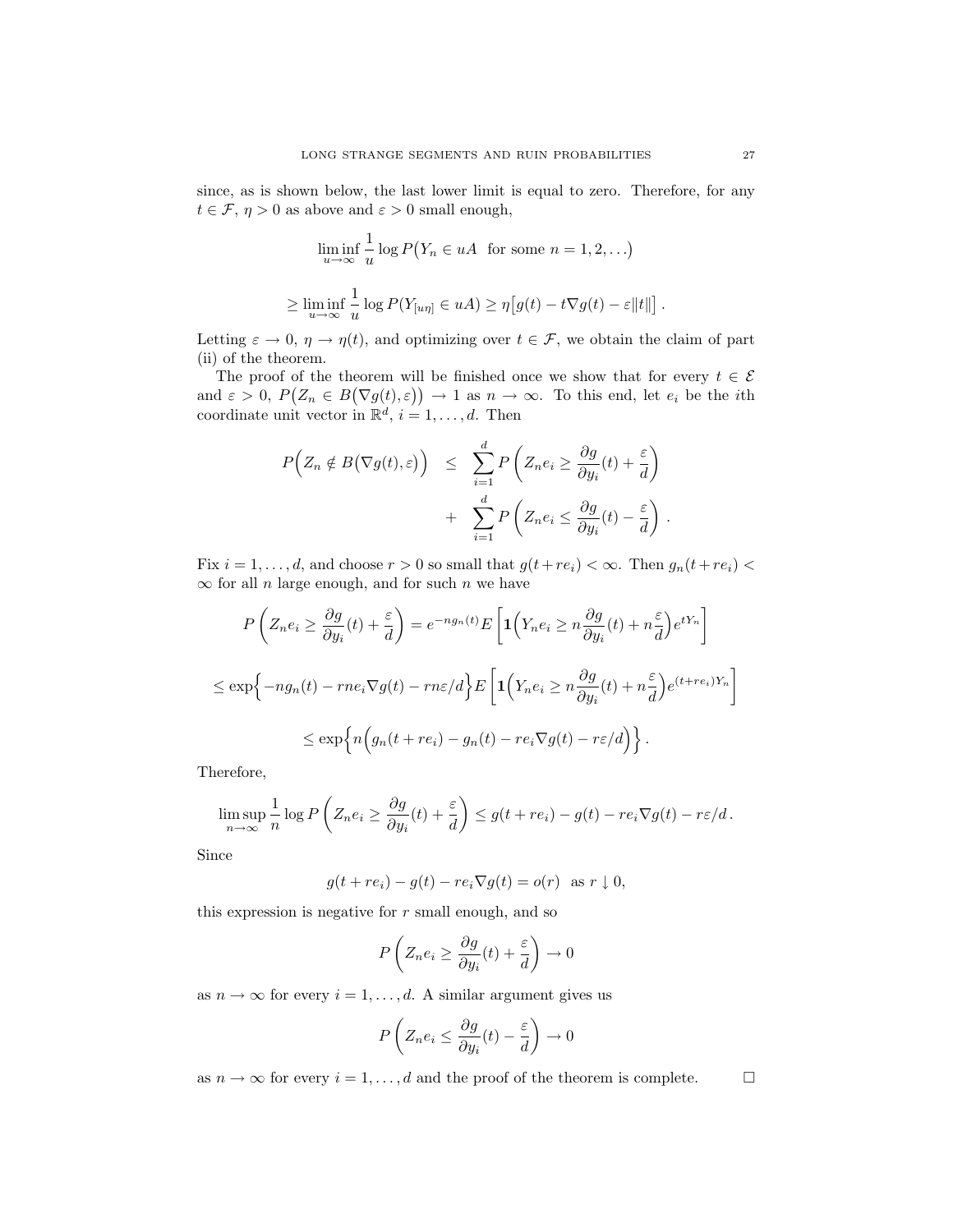since, as is shown below, the last lower limit is equal to zero. Therefore, for any $t \in \mathcal{F}$, $\eta > 0$ as above and $\varepsilon > 0$ small enough,

$$\liminf_{u\to\infty} \frac{1}{u} \log P\big(Y_n \in uA \ \text{ for some } n = 1, 2, \ldots\big)$$

$$\geq \liminf_{u\to\infty} \frac{1}{u} \log P(Y_{[u\eta]} \in uA) \geq \eta\big[g(t) - t\nabla g(t) - \varepsilon\|t\|\big] \,.$$

Letting $\varepsilon \to 0$, $\eta \to \eta(t)$, and optimizing over $t \in \mathcal{F}$, we obtain the claim of part (ii) of the theorem.

The proof of the theorem will be finished once we show that for every $t \in \mathcal{E}$ and $\varepsilon > 0$, $P\big(Z_n \in B\big(\nabla g(t), \varepsilon\big)\big) \to 1$ as $n \to \infty$. To this end, let $e_i$ be the $i$th coordinate unit vector in $\mathbb{R}^d$, $i = 1, \ldots, d$. Then

$$\begin{aligned} P\Big(Z_n \notin B\big(\nabla g(t), \varepsilon\big)\Big) &\leq \sum_{i=1}^d P\left(Z_n e_i \geq \frac{\partial g}{\partial y_i}(t) + \frac{\varepsilon}{d}\right) \\ &+ \sum_{i=1}^d P\left(Z_n e_i \leq \frac{\partial g}{\partial y_i}(t) - \frac{\varepsilon}{d}\right) \,. \end{aligned}$$

Fix $i = 1, \ldots, d$, and choose $r > 0$ so small that $g(t + re_i) < \infty$. Then $g_n(t + re_i) < \infty$ for all $n$ large enough, and for such $n$ we have

$$P\left(Z_n e_i \geq \frac{\partial g}{\partial y_i}(t) + \frac{\varepsilon}{d}\right) = e^{-ng_n(t)} E\left[\mathbf{1}\Big(Y_n e_i \geq n\frac{\partial g}{\partial y_i}(t) + n\frac{\varepsilon}{d}\Big) e^{tY_n}\right]$$

$$\leq \exp\Big\{-ng_n(t) - rne_i\nabla g(t) - rn\varepsilon/d\Big\} E\left[\mathbf{1}\Big(Y_n e_i \geq n\frac{\partial g}{\partial y_i}(t) + n\frac{\varepsilon}{d}\Big) e^{(t+re_i)Y_n}\right]$$

$$\leq \exp\Big\{n\Big(g_n(t + re_i) - g_n(t) - re_i\nabla g(t) - r\varepsilon/d\Big)\Big\} \,.$$

Therefore,

$$\limsup_{n\to\infty} \frac{1}{n} \log P\left(Z_n e_i \geq \frac{\partial g}{\partial y_i}(t) + \frac{\varepsilon}{d}\right) \leq g(t + re_i) - g(t) - re_i\nabla g(t) - r\varepsilon/d \,.$$

Since

$$g(t + re_i) - g(t) - re_i\nabla g(t) = o(r) \ \text{ as } r \downarrow 0,$$

this expression is negative for $r$ small enough, and so

$$P\left(Z_n e_i \geq \frac{\partial g}{\partial y_i}(t) + \frac{\varepsilon}{d}\right) \to 0$$

as $n \to \infty$ for every $i = 1, \ldots, d$. A similar argument gives us

$$P\left(Z_n e_i \leq \frac{\partial g}{\partial y_i}(t) - \frac{\varepsilon}{d}\right) \to 0$$

as $n \to \infty$ for every $i = 1, \ldots, d$ and the proof of the theorem is complete. $\square$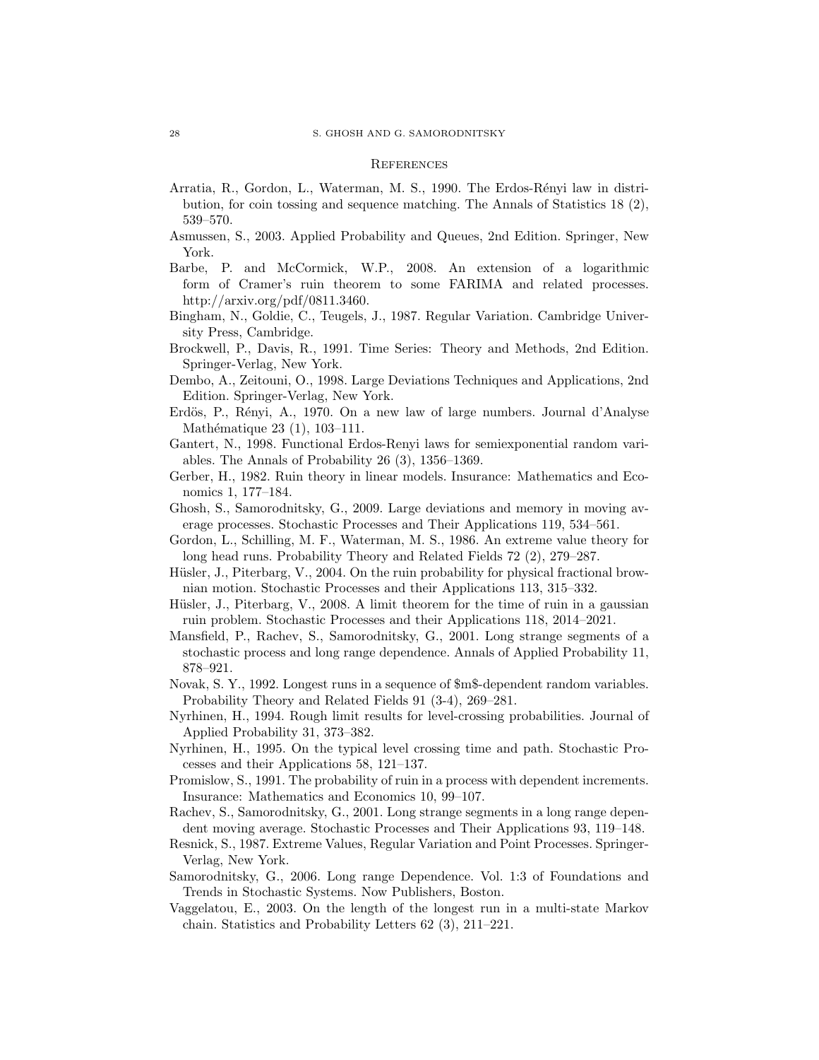## References

Arratia, R., Gordon, L., Waterman, M. S., 1990. The Erdos-Rényi law in distribution, for coin tossing and sequence matching. The Annals of Statistics 18 (2), 539–570.

Asmussen, S., 2003. Applied Probability and Queues, 2nd Edition. Springer, New York.

Barbe, P. and McCormick, W.P., 2008. An extension of a logarithmic form of Cramer's ruin theorem to some FARIMA and related processes. http://arxiv.org/pdf/0811.3460.

Bingham, N., Goldie, C., Teugels, J., 1987. Regular Variation. Cambridge University Press, Cambridge.

Brockwell, P., Davis, R., 1991. Time Series: Theory and Methods, 2nd Edition. Springer-Verlag, New York.

Dembo, A., Zeitouni, O., 1998. Large Deviations Techniques and Applications, 2nd Edition. Springer-Verlag, New York.

Erdös, P., Rényi, A., 1970. On a new law of large numbers. Journal d'Analyse Mathématique 23 (1), 103–111.

Gantert, N., 1998. Functional Erdos-Renyi laws for semiexponential random variables. The Annals of Probability 26 (3), 1356–1369.

Gerber, H., 1982. Ruin theory in linear models. Insurance: Mathematics and Economics 1, 177–184.

Ghosh, S., Samorodnitsky, G., 2009. Large deviations and memory in moving average processes. Stochastic Processes and Their Applications 119, 534–561.

Gordon, L., Schilling, M. F., Waterman, M. S., 1986. An extreme value theory for long head runs. Probability Theory and Related Fields 72 (2), 279–287.

Hüsler, J., Piterbarg, V., 2004. On the ruin probability for physical fractional brownian motion. Stochastic Processes and their Applications 113, 315–332.

Hüsler, J., Piterbarg, V., 2008. A limit theorem for the time of ruin in a gaussian ruin problem. Stochastic Processes and their Applications 118, 2014–2021.

Mansfield, P., Rachev, S., Samorodnitsky, G., 2001. Long strange segments of a stochastic process and long range dependence. Annals of Applied Probability 11, 878–921.

Novak, S. Y., 1992. Longest runs in a sequence of $m$-dependent random variables. Probability Theory and Related Fields 91 (3-4), 269–281.

Nyrhinen, H., 1994. Rough limit results for level-crossing probabilities. Journal of Applied Probability 31, 373–382.

Nyrhinen, H., 1995. On the typical level crossing time and path. Stochastic Processes and their Applications 58, 121–137.

Promislow, S., 1991. The probability of ruin in a process with dependent increments. Insurance: Mathematics and Economics 10, 99–107.

Rachev, S., Samorodnitsky, G., 2001. Long strange segments in a long range dependent moving average. Stochastic Processes and Their Applications 93, 119–148.

Resnick, S., 1987. Extreme Values, Regular Variation and Point Processes. Springer-Verlag, New York.

Samorodnitsky, G., 2006. Long range Dependence. Vol. 1:3 of Foundations and Trends in Stochastic Systems. Now Publishers, Boston.

Vaggelatou, E., 2003. On the length of the longest run in a multi-state Markov chain. Statistics and Probability Letters 62 (3), 211–221.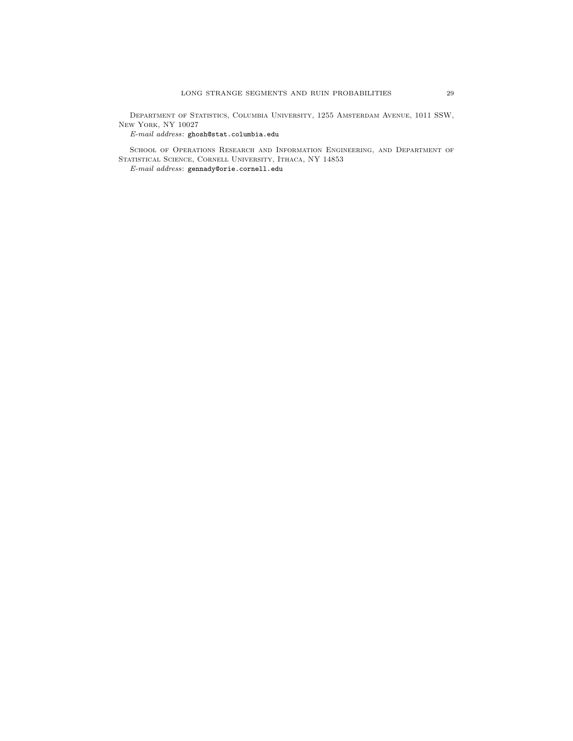Department of Statistics, Columbia University, 1255 Amsterdam Avenue, 1011 SSW, New York, NY 10027

*E-mail address*: ghosh@stat.columbia.edu

School of Operations Research and Information Engineering, and Department of Statistical Science, Cornell University, Ithaca, NY 14853

*E-mail address*: gennady@orie.cornell.edu